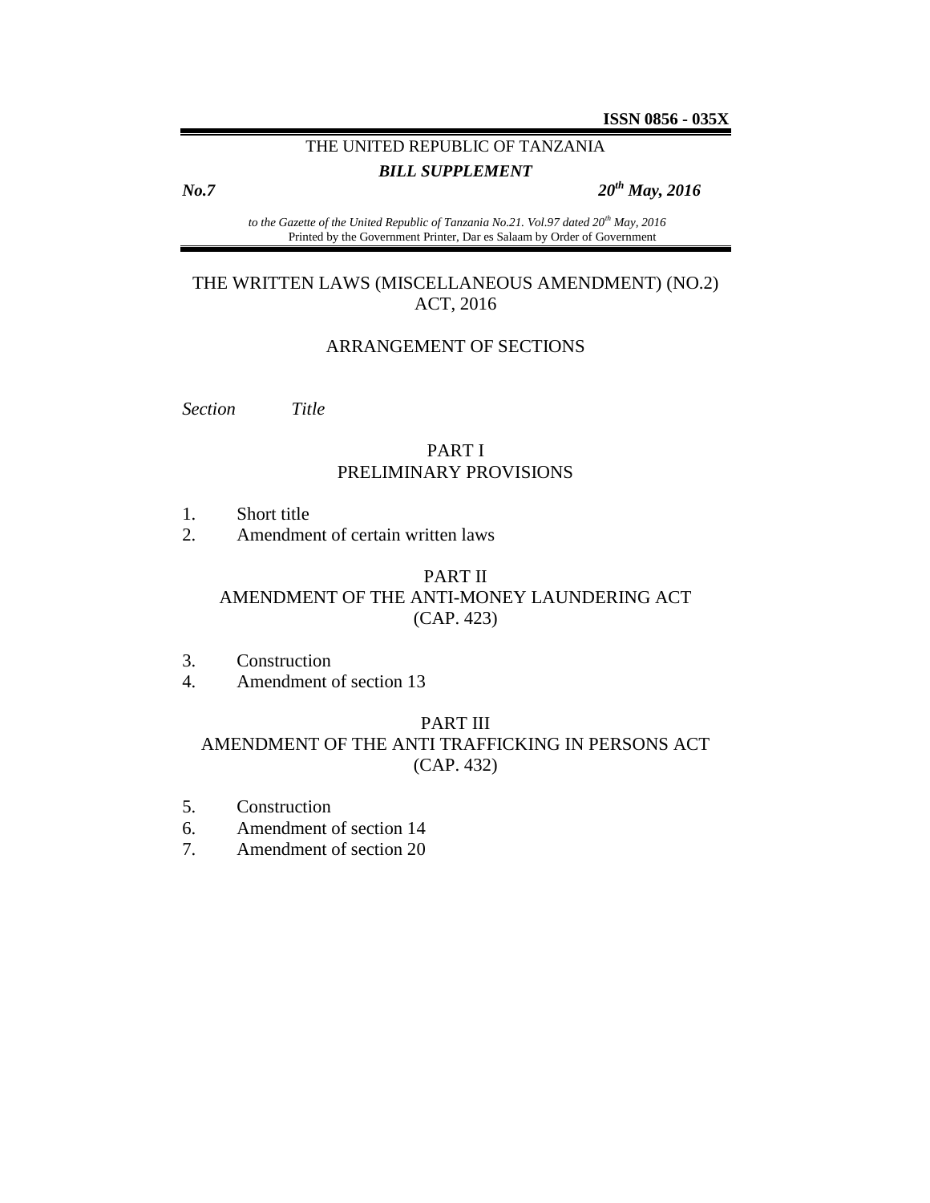**ISSN 0856 - 035X**

THE UNITED REPUBLIC OF TANZANIA

***BILL SUPPLEMENT***

***No.7*** ***20th May, 2016***

*to the Gazette of the United Republic of Tanzania No.21. Vol.97 dated 20th May, 2016*
Printed by the Government Printer, Dar es Salaam by Order of Government

# THE WRITTEN LAWS (MISCELLANEOUS AMENDMENT) (NO.2) ACT, 2016

## ARRANGEMENT OF SECTIONS

*Section* *Title*

### PART I
### PRELIMINARY PROVISIONS

1. Short title
2. Amendment of certain written laws

### PART II
### AMENDMENT OF THE ANTI-MONEY LAUNDERING ACT (CAP. 423)

3. Construction
4. Amendment of section 13

### PART III
### AMENDMENT OF THE ANTI TRAFFICKING IN PERSONS ACT (CAP. 432)

5. Construction
6. Amendment of section 14
7. Amendment of section 20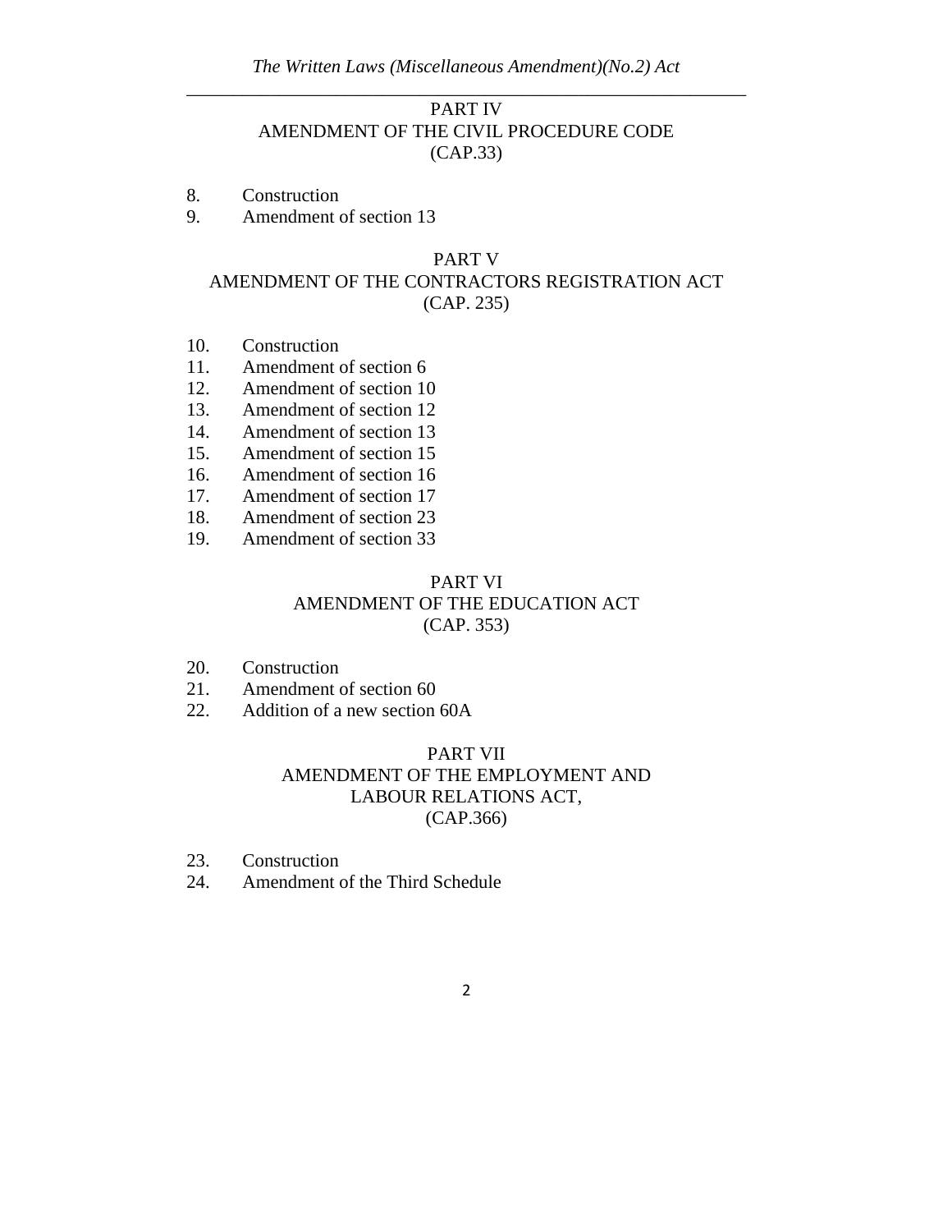PART IV
AMENDMENT OF THE CIVIL PROCEDURE CODE
(CAP.33)

8. Construction
9. Amendment of section 13

PART V
AMENDMENT OF THE CONTRACTORS REGISTRATION ACT
(CAP. 235)

10. Construction
11. Amendment of section 6
12. Amendment of section 10
13. Amendment of section 12
14. Amendment of section 13
15. Amendment of section 15
16. Amendment of section 16
17. Amendment of section 17
18. Amendment of section 23
19. Amendment of section 33

PART VI
AMENDMENT OF THE EDUCATION ACT
(CAP. 353)

20. Construction
21. Amendment of section 60
22. Addition of a new section 60A

PART VII
AMENDMENT OF THE EMPLOYMENT AND
LABOUR RELATIONS ACT,
(CAP.366)

23. Construction
24. Amendment of the Third Schedule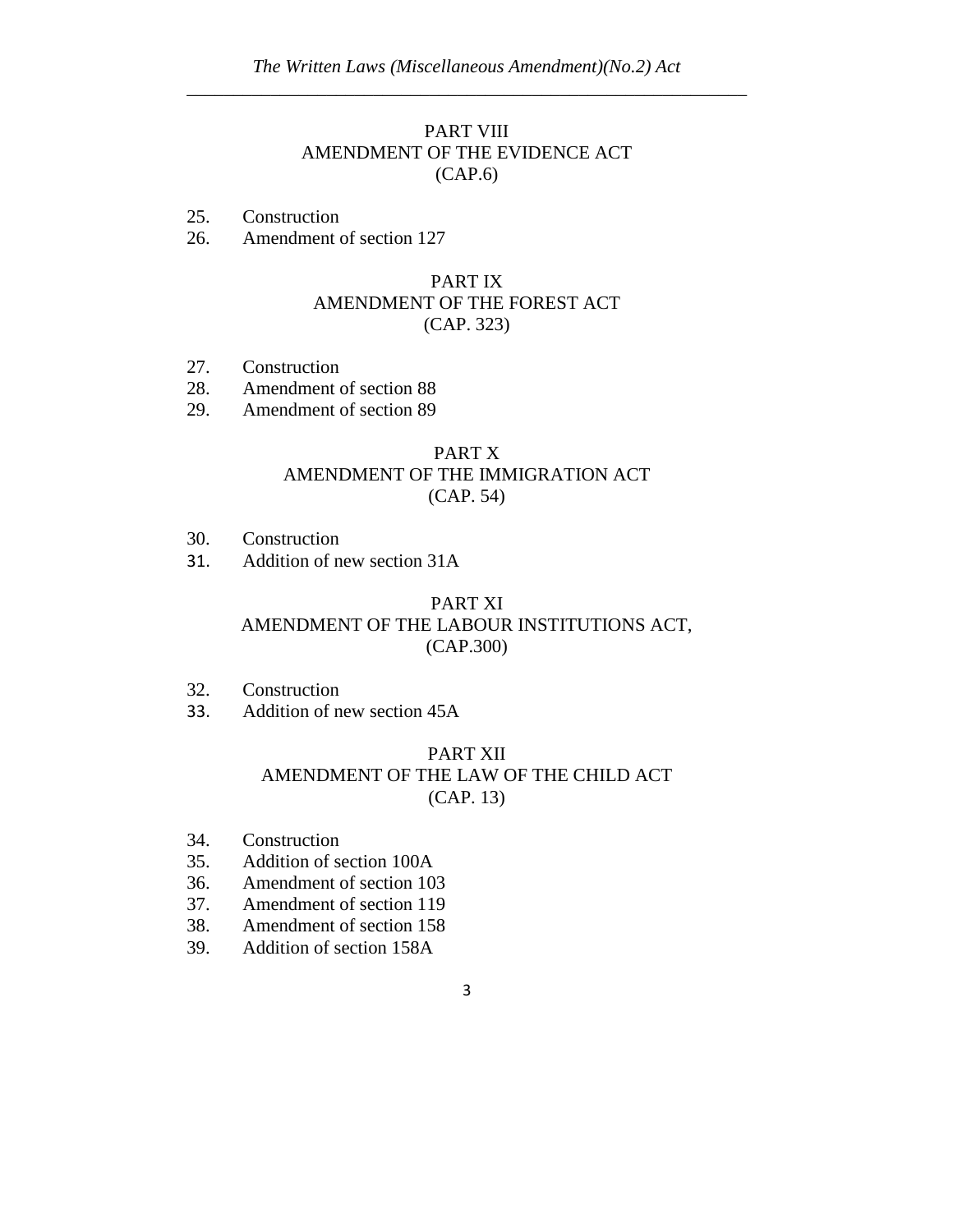## PART VIII
## AMENDMENT OF THE EVIDENCE ACT
## (CAP.6)

25. Construction
26. Amendment of section 127

## PART IX
## AMENDMENT OF THE FOREST ACT
## (CAP. 323)

27. Construction
28. Amendment of section 88
29. Amendment of section 89

## PART X
## AMENDMENT OF THE IMMIGRATION ACT
## (CAP. 54)

30. Construction
31. Addition of new section 31A

## PART XI
## AMENDMENT OF THE LABOUR INSTITUTIONS ACT,
## (CAP.300)

32. Construction
33. Addition of new section 45A

## PART XII
## AMENDMENT OF THE LAW OF THE CHILD ACT
## (CAP. 13)

34. Construction
35. Addition of section 100A
36. Amendment of section 103
37. Amendment of section 119
38. Amendment of section 158
39. Addition of section 158A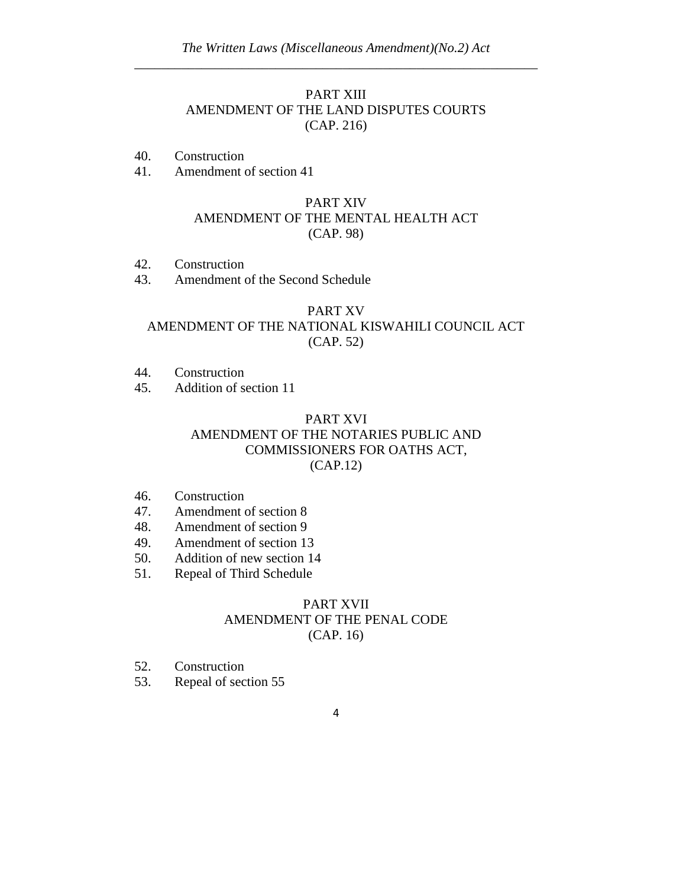## PART XIII
## AMENDMENT OF THE LAND DISPUTES COURTS
## (CAP. 216)

40. Construction
41. Amendment of section 41

## PART XIV
## AMENDMENT OF THE MENTAL HEALTH ACT
## (CAP. 98)

42. Construction
43. Amendment of the Second Schedule

## PART XV
## AMENDMENT OF THE NATIONAL KISWAHILI COUNCIL ACT
## (CAP. 52)

44. Construction
45. Addition of section 11

## PART XVI
## AMENDMENT OF THE NOTARIES PUBLIC AND COMMISSIONERS FOR OATHS ACT,
## (CAP.12)

46. Construction
47. Amendment of section 8
48. Amendment of section 9
49. Amendment of section 13
50. Addition of new section 14
51. Repeal of Third Schedule

## PART XVII
## AMENDMENT OF THE PENAL CODE
## (CAP. 16)

52. Construction
53. Repeal of section 55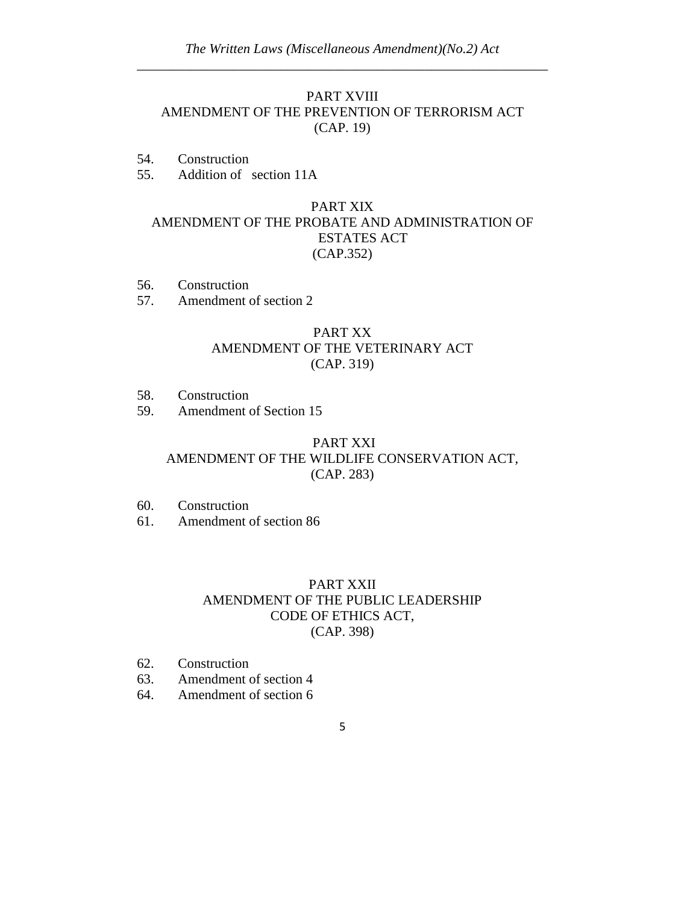## PART XVIII
## AMENDMENT OF THE PREVENTION OF TERRORISM ACT
## (CAP. 19)

54. Construction
55. Addition of section 11A

## PART XIX
## AMENDMENT OF THE PROBATE AND ADMINISTRATION OF ESTATES ACT
## (CAP.352)

56. Construction
57. Amendment of section 2

## PART XX
## AMENDMENT OF THE VETERINARY ACT
## (CAP. 319)

58. Construction
59. Amendment of Section 15

## PART XXI
## AMENDMENT OF THE WILDLIFE CONSERVATION ACT,
## (CAP. 283)

60. Construction
61. Amendment of section 86

## PART XXII
## AMENDMENT OF THE PUBLIC LEADERSHIP CODE OF ETHICS ACT,
## (CAP. 398)

62. Construction
63. Amendment of section 4
64. Amendment of section 6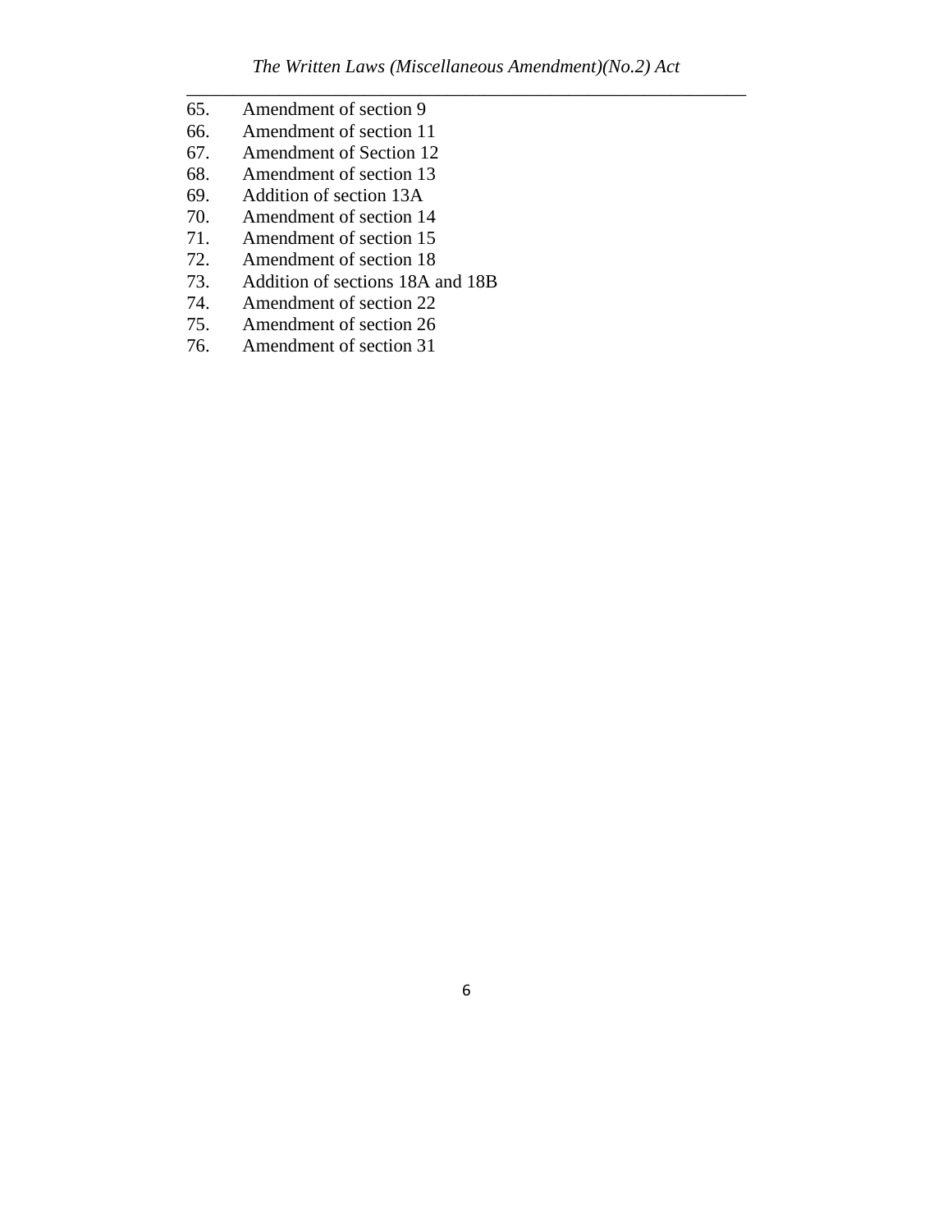65. Amendment of section 9
66. Amendment of section 11
67. Amendment of Section 12
68. Amendment of section 13
69. Addition of section 13A
70. Amendment of section 14
71. Amendment of section 15
72. Amendment of section 18
73. Addition of sections 18A and 18B
74. Amendment of section 22
75. Amendment of section 26
76. Amendment of section 31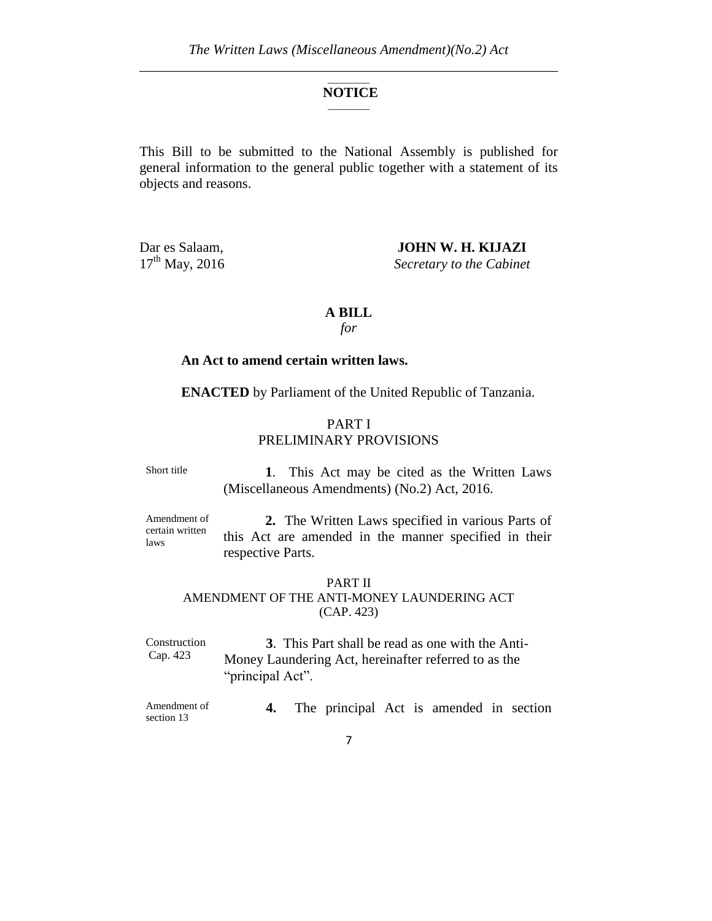## NOTICE

This Bill to be submitted to the National Assembly is published for general information to the general public together with a statement of its objects and reasons.

Dar es Salaam,
17th May, 2016

**JOHN W. H. KIJAZI**
*Secretary to the Cabinet*

## A BILL
*for*

**An Act to amend certain written laws.**

**ENACTED** by Parliament of the United Republic of Tanzania.

### PART I
### PRELIMINARY PROVISIONS

Short title

**1**. This Act may be cited as the Written Laws (Miscellaneous Amendments) (No.2) Act, 2016.

Amendment of certain written laws

**2.** The Written Laws specified in various Parts of this Act are amended in the manner specified in their respective Parts.

### PART II
### AMENDMENT OF THE ANTI-MONEY LAUNDERING ACT (CAP. 423)

Construction Cap. 423

**3**. This Part shall be read as one with the Anti-Money Laundering Act, hereinafter referred to as the "principal Act".

Amendment of section 13

**4.** The principal Act is amended in section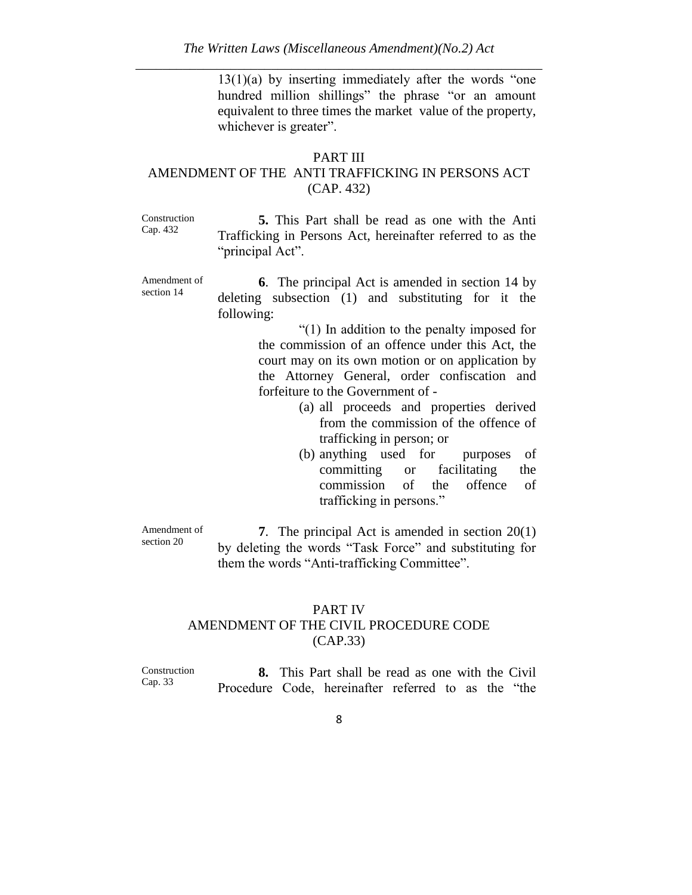13(1)(a) by inserting immediately after the words "one hundred million shillings" the phrase "or an amount equivalent to three times the market value of the property, whichever is greater".

## PART III
## AMENDMENT OF THE ANTI TRAFFICKING IN PERSONS ACT (CAP. 432)

Construction Cap. 432

**5.** This Part shall be read as one with the Anti Trafficking in Persons Act, hereinafter referred to as the "principal Act".

Amendment of section 14

**6**. The principal Act is amended in section 14 by deleting subsection (1) and substituting for it the following:

> "(1) In addition to the penalty imposed for the commission of an offence under this Act, the court may on its own motion or on application by the Attorney General, order confiscation and forfeiture to the Government of -
>
> (a) all proceeds and properties derived from the commission of the offence of trafficking in person; or
>
> (b) anything used for purposes of committing or facilitating the commission of the offence of trafficking in persons."

Amendment of section 20

**7**. The principal Act is amended in section 20(1) by deleting the words "Task Force" and substituting for them the words "Anti-trafficking Committee".

## PART IV
## AMENDMENT OF THE CIVIL PROCEDURE CODE (CAP.33)

Construction Cap. 33

**8.** This Part shall be read as one with the Civil Procedure Code, hereinafter referred to as the "the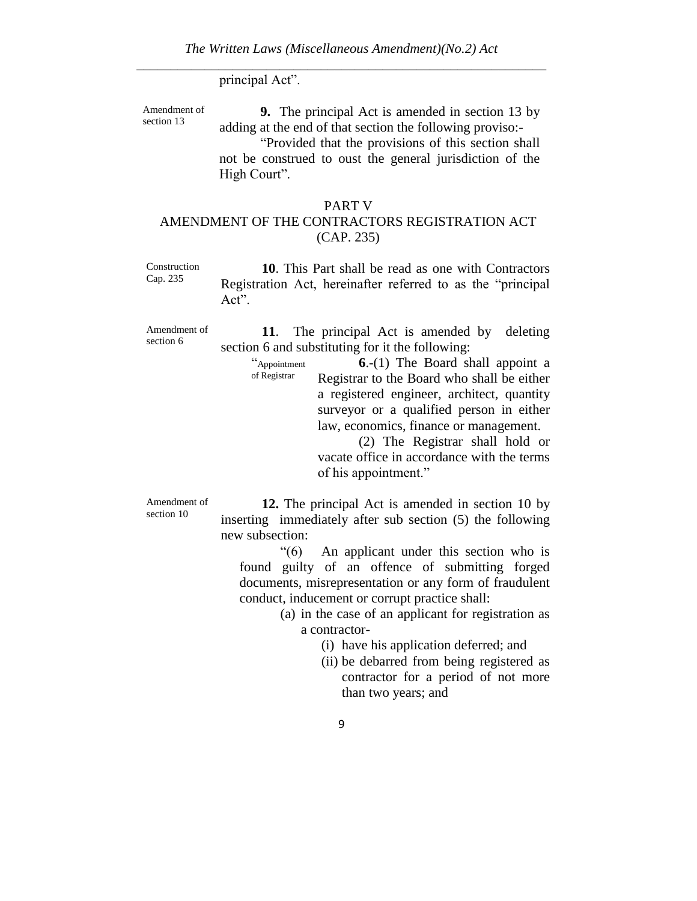principal Act".

Amendment of section 13

**9.** The principal Act is amended in section 13 by adding at the end of that section the following proviso:-

"Provided that the provisions of this section shall not be construed to oust the general jurisdiction of the High Court".

## PART V
## AMENDMENT OF THE CONTRACTORS REGISTRATION ACT (CAP. 235)

Construction Cap. 235

**10**. This Part shall be read as one with Contractors Registration Act, hereinafter referred to as the "principal Act".

Amendment of section 6

**11**. The principal Act is amended by deleting section 6 and substituting for it the following:

"Appointment of Registrar

**6**.-(1) The Board shall appoint a Registrar to the Board who shall be either a registered engineer, architect, quantity surveyor or a qualified person in either law, economics, finance or management.

(2) The Registrar shall hold or vacate office in accordance with the terms of his appointment."

Amendment of section 10

**12.** The principal Act is amended in section 10 by inserting immediately after sub section (5) the following new subsection:

"(6) An applicant under this section who is found guilty of an offence of submitting forged documents, misrepresentation or any form of fraudulent conduct, inducement or corrupt practice shall:

(a) in the case of an applicant for registration as a contractor-

(i) have his application deferred; and

(ii) be debarred from being registered as contractor for a period of not more than two years; and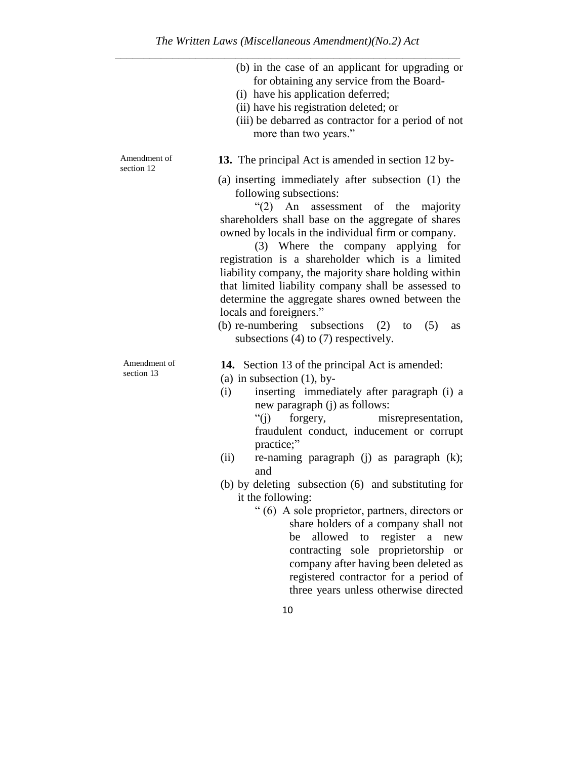(b) in the case of an applicant for upgrading or for obtaining any service from the Board-

(i) have his application deferred;

(ii) have his registration deleted; or

(iii) be debarred as contractor for a period of not more than two years."

Amendment of section 12

**13.** The principal Act is amended in section 12 by-

(a) inserting immediately after subsection (1) the following subsections:

"(2) An assessment of the majority shareholders shall base on the aggregate of shares owned by locals in the individual firm or company.

(3) Where the company applying for registration is a shareholder which is a limited liability company, the majority share holding within that limited liability company shall be assessed to determine the aggregate shares owned between the locals and foreigners."

(b) re-numbering subsections (2) to (5) as subsections (4) to (7) respectively.

Amendment of section 13

**14.** Section 13 of the principal Act is amended:

(a) in subsection (1), by-

(i) inserting immediately after paragraph (i) a new paragraph (j) as follows:

"(j) forgery, misrepresentation, fraudulent conduct, inducement or corrupt practice;"

(ii) re-naming paragraph (j) as paragraph (k); and

(b) by deleting subsection (6) and substituting for it the following:

" (6) A sole proprietor, partners, directors or share holders of a company shall not be allowed to register a new contracting sole proprietorship or company after having been deleted as registered contractor for a period of three years unless otherwise directed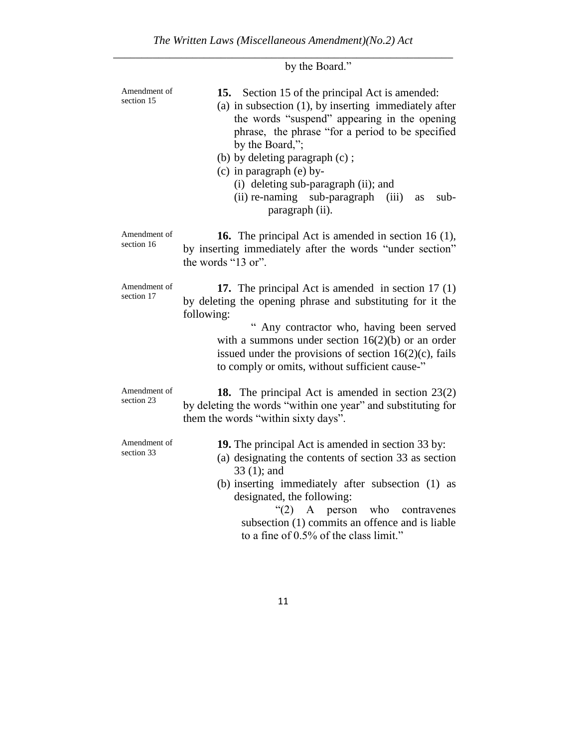by the Board."

Amendment of section 15

**15.** Section 15 of the principal Act is amended:

(a) in subsection (1), by inserting immediately after the words "suspend" appearing in the opening phrase, the phrase "for a period to be specified by the Board,";

(b) by deleting paragraph (c) ;

(c) in paragraph (e) by-

(i) deleting sub-paragraph (ii); and

(ii) re-naming sub-paragraph (iii) as sub-paragraph (ii).

Amendment of section 16

**16.** The principal Act is amended in section 16 (1), by inserting immediately after the words "under section" the words "13 or".

Amendment of section 17

**17.** The principal Act is amended in section 17 (1) by deleting the opening phrase and substituting for it the following:

" Any contractor who, having been served with a summons under section 16(2)(b) or an order issued under the provisions of section 16(2)(c), fails to comply or omits, without sufficient cause-"

Amendment of section 23

**18.** The principal Act is amended in section 23(2) by deleting the words "within one year" and substituting for them the words "within sixty days".

Amendment of section 33

**19.** The principal Act is amended in section 33 by:

(a) designating the contents of section 33 as section 33 (1); and

(b) inserting immediately after subsection (1) as designated, the following:

"(2) A person who contravenes subsection (1) commits an offence and is liable to a fine of 0.5% of the class limit."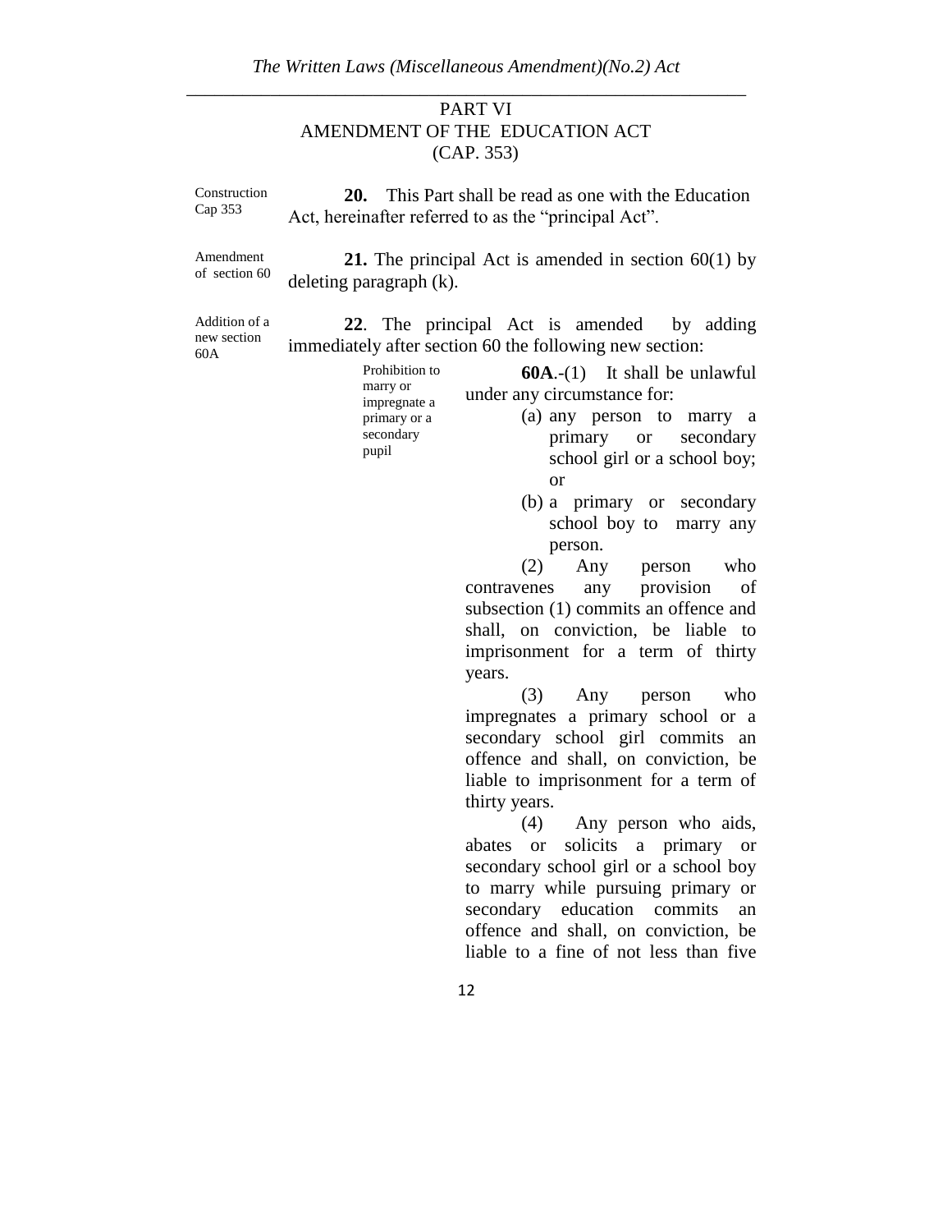## PART VI
## AMENDMENT OF THE EDUCATION ACT
## (CAP. 353)

Construction Cap 353

**20.** This Part shall be read as one with the Education Act, hereinafter referred to as the "principal Act".

Amendment of section 60

**21.** The principal Act is amended in section 60(1) by deleting paragraph (k).

Addition of a new section 60A

**22**. The principal Act is amended by adding immediately after section 60 the following new section:

Prohibition to marry or impregnate a primary or a secondary pupil

**60A**.-(1) It shall be unlawful under any circumstance for:

(a) any person to marry a primary or secondary school girl or a school boy; or

(b) a primary or secondary school boy to marry any person.

(2) Any person who contravenes any provision of subsection (1) commits an offence and shall, on conviction, be liable to imprisonment for a term of thirty years.

(3) Any person who impregnates a primary school or a secondary school girl commits an offence and shall, on conviction, be liable to imprisonment for a term of thirty years.

(4) Any person who aids, abates or solicits a primary or secondary school girl or a school boy to marry while pursuing primary or secondary education commits an offence and shall, on conviction, be liable to a fine of not less than five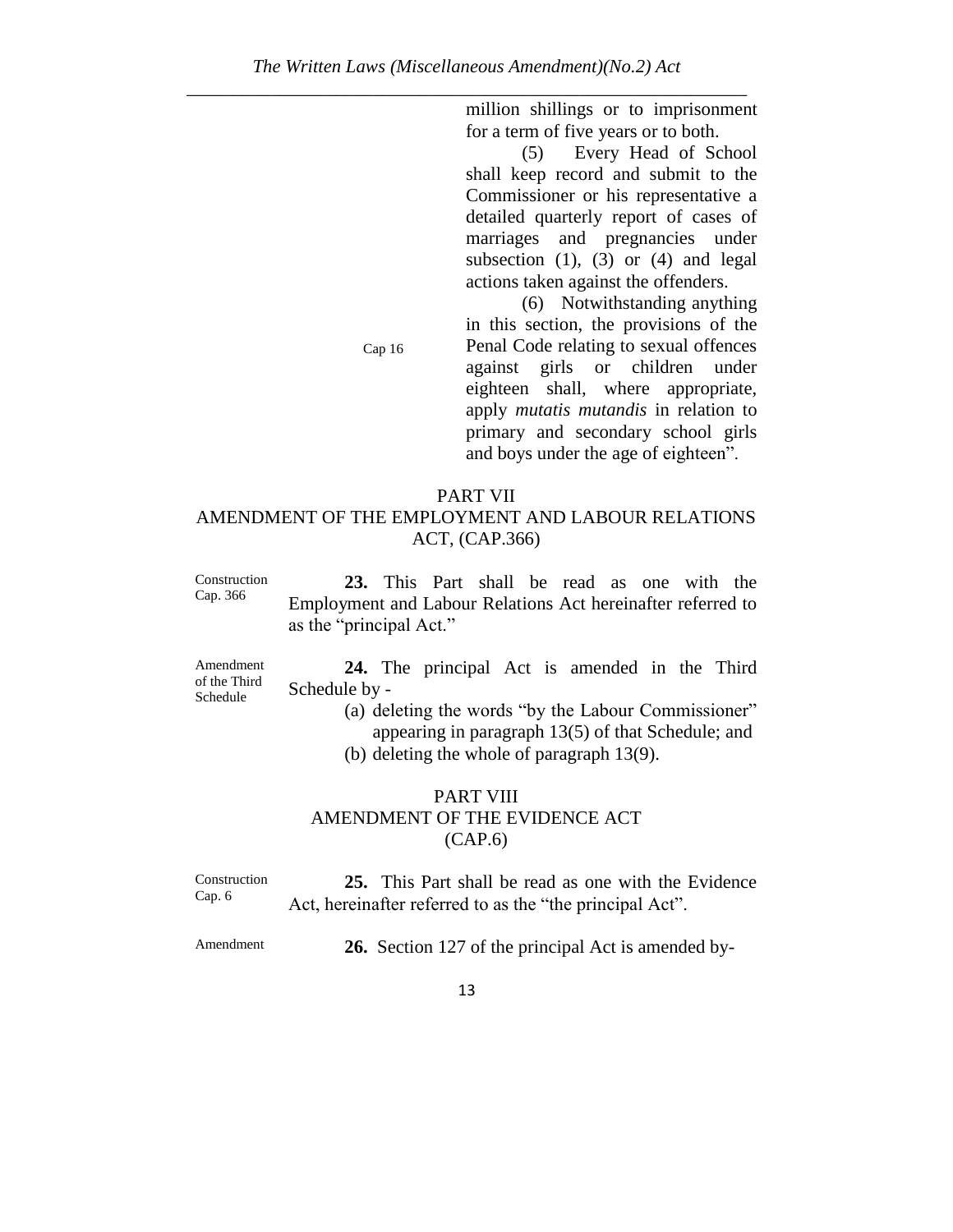million shillings or to imprisonment for a term of five years or to both.

(5) Every Head of School shall keep record and submit to the Commissioner or his representative a detailed quarterly report of cases of marriages and pregnancies under subsection (1), (3) or (4) and legal actions taken against the offenders.

Cap 16

(6) Notwithstanding anything in this section, the provisions of the Penal Code relating to sexual offences against girls or children under eighteen shall, where appropriate, apply *mutatis mutandis* in relation to primary and secondary school girls and boys under the age of eighteen".

## PART VII
## AMENDMENT OF THE EMPLOYMENT AND LABOUR RELATIONS ACT, (CAP.366)

Construction Cap. 366

**23.** This Part shall be read as one with the Employment and Labour Relations Act hereinafter referred to as the "principal Act."

Amendment of the Third Schedule

**24.** The principal Act is amended in the Third Schedule by -

(a) deleting the words "by the Labour Commissioner" appearing in paragraph 13(5) of that Schedule; and

(b) deleting the whole of paragraph 13(9).

## PART VIII
## AMENDMENT OF THE EVIDENCE ACT (CAP.6)

Construction Cap. 6

**25.** This Part shall be read as one with the Evidence Act, hereinafter referred to as the "the principal Act".

Amendment

**26.** Section 127 of the principal Act is amended by-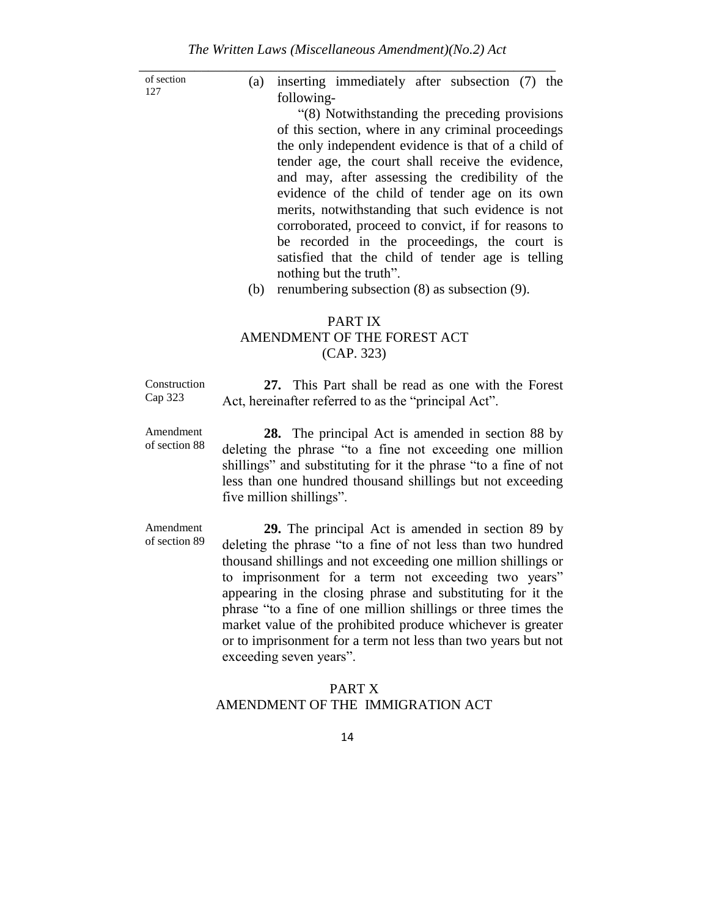of section 127

(a) inserting immediately after subsection (7) the following-

"(8) Notwithstanding the preceding provisions of this section, where in any criminal proceedings the only independent evidence is that of a child of tender age, the court shall receive the evidence, and may, after assessing the credibility of the evidence of the child of tender age on its own merits, notwithstanding that such evidence is not corroborated, proceed to convict, if for reasons to be recorded in the proceedings, the court is satisfied that the child of tender age is telling nothing but the truth".

(b) renumbering subsection (8) as subsection (9).

## PART IX
## AMENDMENT OF THE FOREST ACT
## (CAP. 323)

Construction Cap 323

**27.** This Part shall be read as one with the Forest Act, hereinafter referred to as the "principal Act".

Amendment of section 88

**28.** The principal Act is amended in section 88 by deleting the phrase "to a fine not exceeding one million shillings" and substituting for it the phrase "to a fine of not less than one hundred thousand shillings but not exceeding five million shillings".

Amendment of section 89

**29.** The principal Act is amended in section 89 by deleting the phrase "to a fine of not less than two hundred thousand shillings and not exceeding one million shillings or to imprisonment for a term not exceeding two years" appearing in the closing phrase and substituting for it the phrase "to a fine of one million shillings or three times the market value of the prohibited produce whichever is greater or to imprisonment for a term not less than two years but not exceeding seven years".

## PART X
## AMENDMENT OF THE IMMIGRATION ACT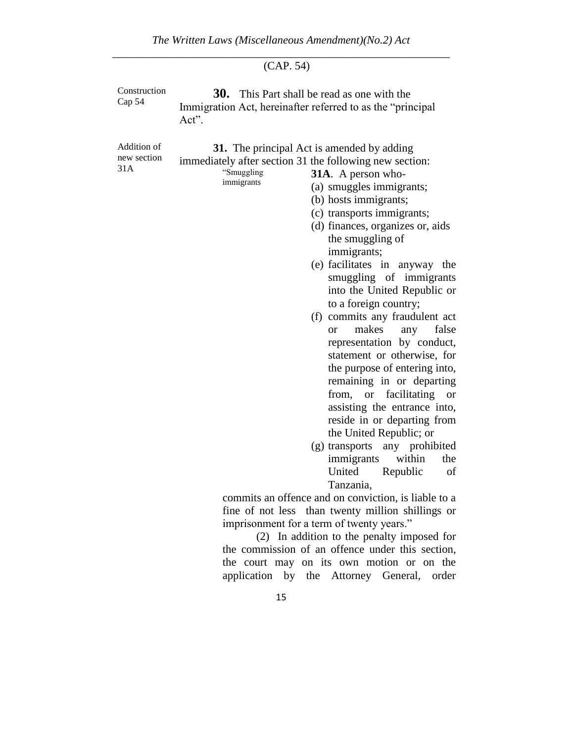(CAP. 54)

Construction Cap 54

**30.** This Part shall be read as one with the Immigration Act, hereinafter referred to as the "principal Act".

Addition of new section 31A

**31.** The principal Act is amended by adding immediately after section 31 the following new section:

"Smuggling immigrants

**31A**. A person who-

(a) smuggles immigrants;

(b) hosts immigrants;

(c) transports immigrants;

(d) finances, organizes or, aids the smuggling of immigrants;

(e) facilitates in anyway the smuggling of immigrants into the United Republic or to a foreign country;

(f) commits any fraudulent act or makes any false representation by conduct, statement or otherwise, for the purpose of entering into, remaining in or departing from, or facilitating or assisting the entrance into, reside in or departing from the United Republic; or

(g) transports any prohibited immigrants within the United Republic of Tanzania,

commits an offence and on conviction, is liable to a fine of not less than twenty million shillings or imprisonment for a term of twenty years."

(2) In addition to the penalty imposed for the commission of an offence under this section, the court may on its own motion or on the application by the Attorney General, order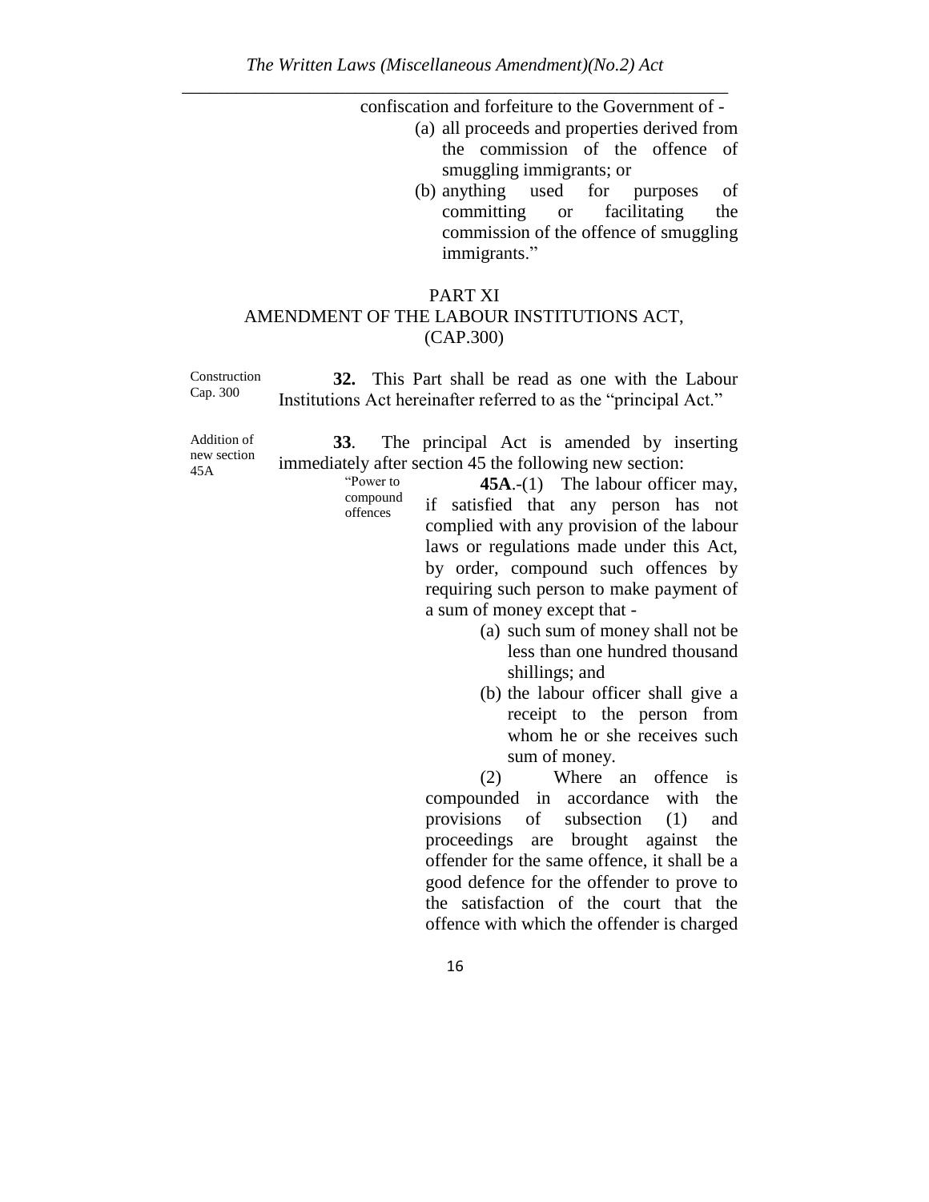confiscation and forfeiture to the Government of -

(a) all proceeds and properties derived from the commission of the offence of smuggling immigrants; or

(b) anything used for purposes of committing or facilitating the commission of the offence of smuggling immigrants."

## PART XI
## AMENDMENT OF THE LABOUR INSTITUTIONS ACT, (CAP.300)

Construction Cap. 300

**32.** This Part shall be read as one with the Labour Institutions Act hereinafter referred to as the "principal Act."

Addition of new section 45A

**33**. The principal Act is amended by inserting immediately after section 45 the following new section:

"Power to compound offences

**45A**.-(1) The labour officer may, if satisfied that any person has not complied with any provision of the labour laws or regulations made under this Act, by order, compound such offences by requiring such person to make payment of a sum of money except that -

(a) such sum of money shall not be less than one hundred thousand shillings; and

(b) the labour officer shall give a receipt to the person from whom he or she receives such sum of money.

(2) Where an offence is compounded in accordance with the provisions of subsection (1) and proceedings are brought against the offender for the same offence, it shall be a good defence for the offender to prove to the satisfaction of the court that the offence with which the offender is charged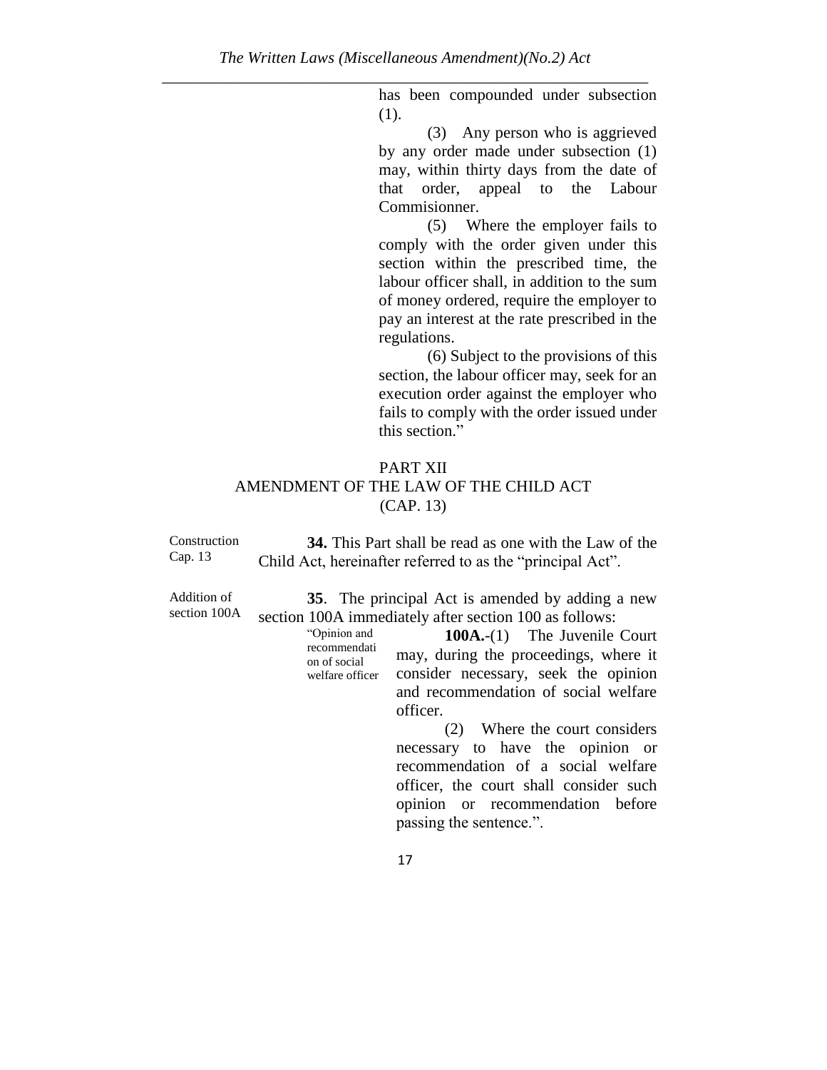has been compounded under subsection (1).

(3) Any person who is aggrieved by any order made under subsection (1) may, within thirty days from the date of that order, appeal to the Labour Commisionner.

(5) Where the employer fails to comply with the order given under this section within the prescribed time, the labour officer shall, in addition to the sum of money ordered, require the employer to pay an interest at the rate prescribed in the regulations.

(6) Subject to the provisions of this section, the labour officer may, seek for an execution order against the employer who fails to comply with the order issued under this section."

## PART XII
## AMENDMENT OF THE LAW OF THE CHILD ACT (CAP. 13)

Construction Cap. 13

**34.** This Part shall be read as one with the Law of the Child Act, hereinafter referred to as the "principal Act".

Addition of section 100A

**35**. The principal Act is amended by adding a new section 100A immediately after section 100 as follows:

"Opinion and recommendation of social welfare officer

**100A.**-(1) The Juvenile Court may, during the proceedings, where it consider necessary, seek the opinion and recommendation of social welfare officer.

(2) Where the court considers necessary to have the opinion or recommendation of a social welfare officer, the court shall consider such opinion or recommendation before passing the sentence.".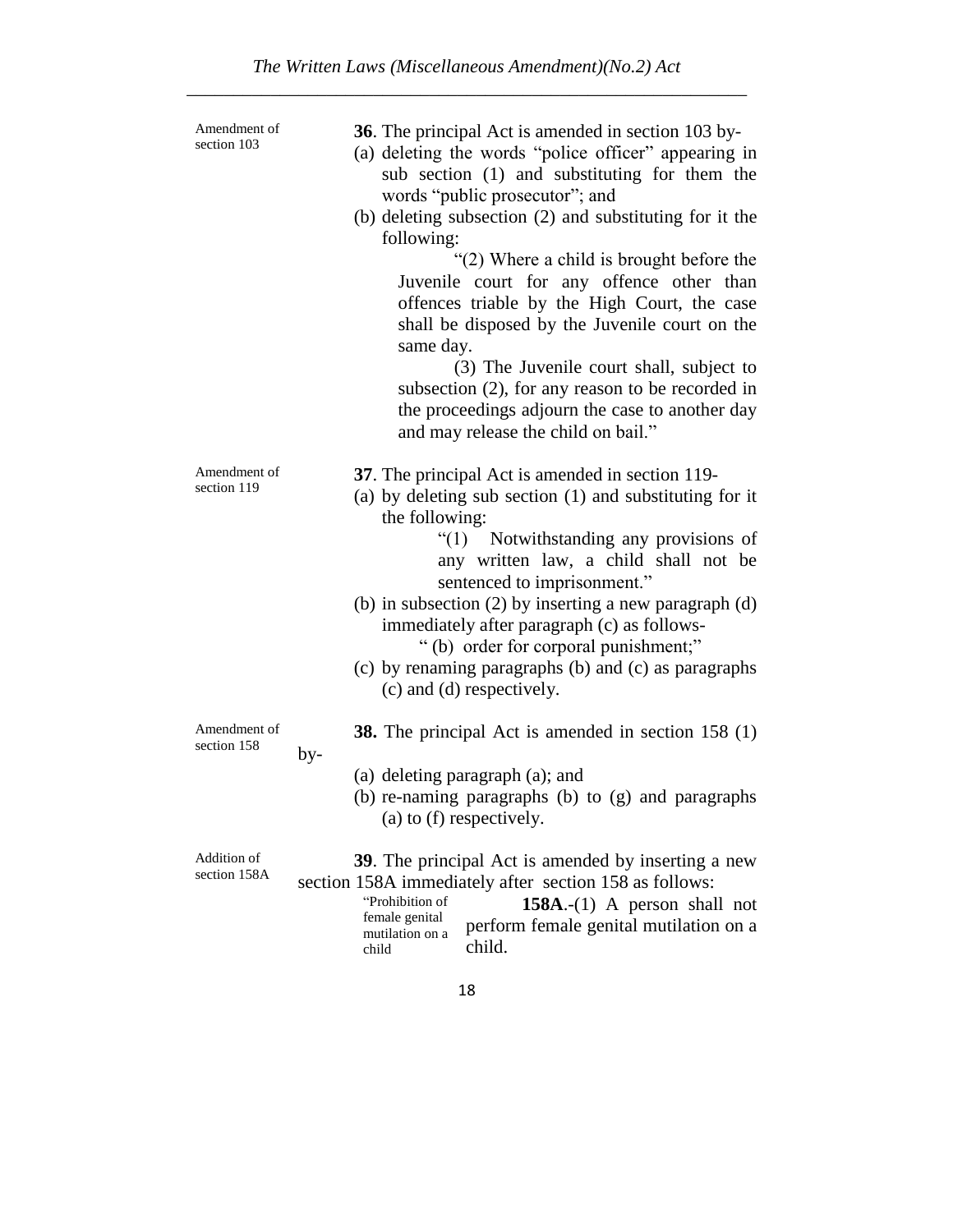Amendment of section 103

**36**. The principal Act is amended in section 103 by-

(a) deleting the words "police officer" appearing in sub section (1) and substituting for them the words "public prosecutor"; and

(b) deleting subsection (2) and substituting for it the following:

"(2) Where a child is brought before the Juvenile court for any offence other than offences triable by the High Court, the case shall be disposed by the Juvenile court on the same day.

(3) The Juvenile court shall, subject to subsection (2), for any reason to be recorded in the proceedings adjourn the case to another day and may release the child on bail."

Amendment of section 119

**37**. The principal Act is amended in section 119-

(a) by deleting sub section (1) and substituting for it the following:

"(1) Notwithstanding any provisions of any written law, a child shall not be sentenced to imprisonment."

(b) in subsection (2) by inserting a new paragraph (d) immediately after paragraph (c) as follows-

" (b) order for corporal punishment;"

(c) by renaming paragraphs (b) and (c) as paragraphs (c) and (d) respectively.

Amendment of section 158

**38.** The principal Act is amended in section 158 (1) by-

(a) deleting paragraph (a); and

(b) re-naming paragraphs (b) to (g) and paragraphs (a) to (f) respectively.

Addition of section 158A

**39**. The principal Act is amended by inserting a new section 158A immediately after section 158 as follows:

"Prohibition of female genital mutilation on a child

**158A**.-(1) A person shall not perform female genital mutilation on a child.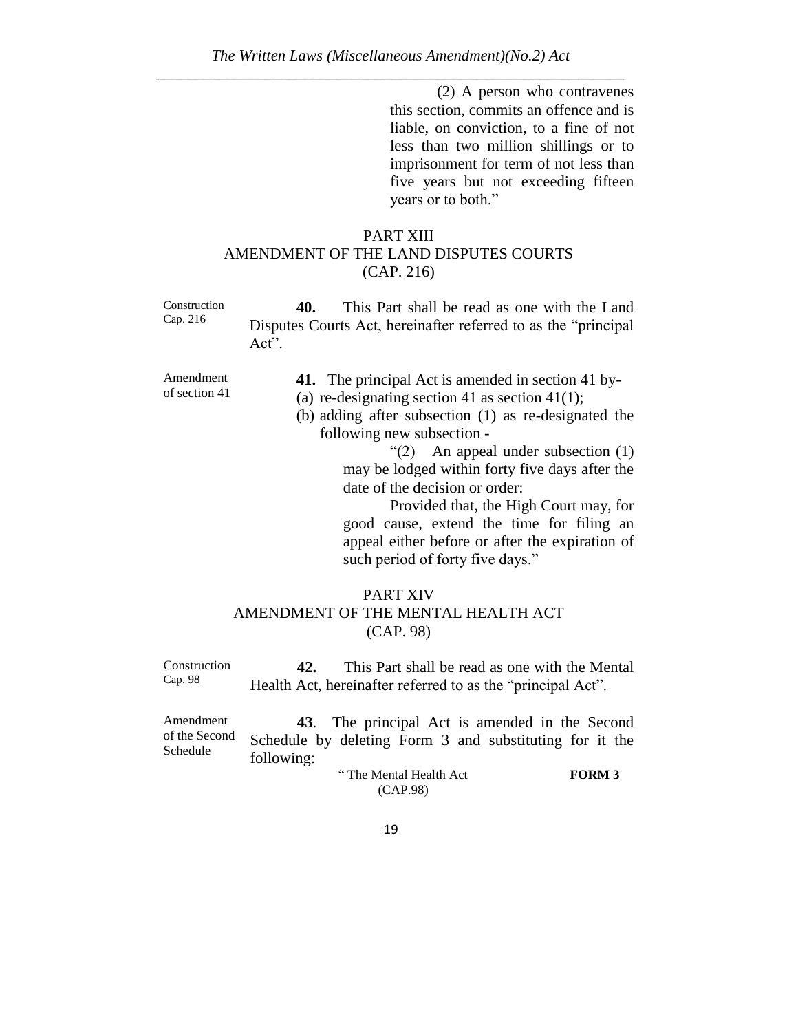(2) A person who contravenes this section, commits an offence and is liable, on conviction, to a fine of not less than two million shillings or to imprisonment for term of not less than five years but not exceeding fifteen years or to both."

## PART XIII
## AMENDMENT OF THE LAND DISPUTES COURTS (CAP. 216)

Construction Cap. 216

**40.** This Part shall be read as one with the Land Disputes Courts Act, hereinafter referred to as the "principal Act".

Amendment of section 41

**41.** The principal Act is amended in section 41 by-

(a) re-designating section 41 as section 41(1);

(b) adding after subsection (1) as re-designated the following new subsection -

"(2) An appeal under subsection (1) may be lodged within forty five days after the date of the decision or order:

Provided that, the High Court may, for good cause, extend the time for filing an appeal either before or after the expiration of such period of forty five days."

## PART XIV
## AMENDMENT OF THE MENTAL HEALTH ACT (CAP. 98)

Construction Cap. 98

**42.** This Part shall be read as one with the Mental Health Act, hereinafter referred to as the "principal Act".

Amendment of the Second Schedule

**43**. The principal Act is amended in the Second Schedule by deleting Form 3 and substituting for it the following:

" The Mental Health Act (CAP.98) **FORM 3**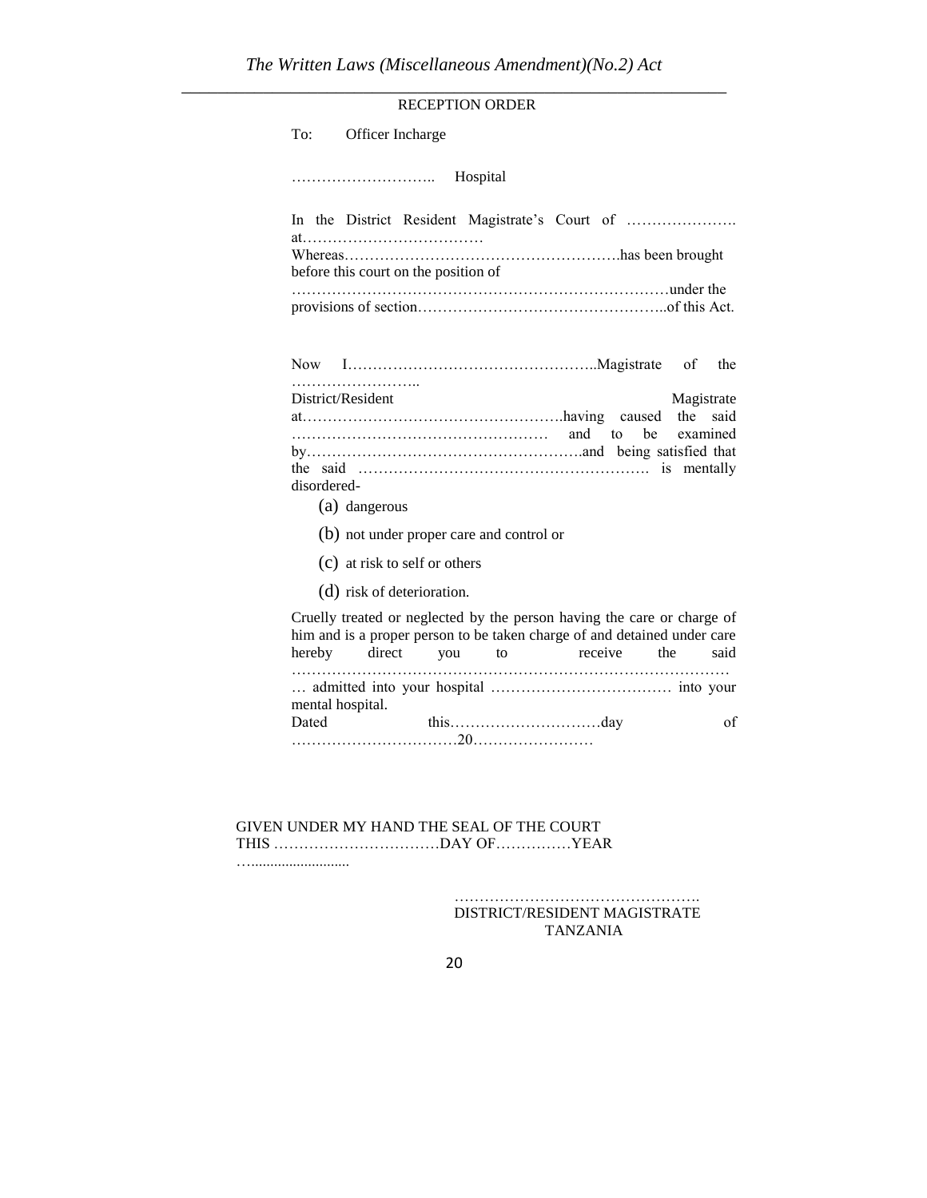RECEPTION ORDER

To: Officer Incharge

……………………….. Hospital

In the District Resident Magistrate's Court of …………………. at………………………………

Whereas……………………………………………….has been brought before this court on the position of

…………………………………………………………………under the provisions of section…………………………………………..of this Act.

Now I…………………………………………..Magistrate of the ……………………..

District/Resident Magistrate at……………………………………………having caused the said …………………………………………… and to be examined by……………………………………………….and being satisfied that the said …………………………………………………. is mentally disordered-

(a) dangerous

(b) not under proper care and control or

(c) at risk to self or others

(d) risk of deterioration.

Cruelly treated or neglected by the person having the care or charge of him and is a proper person to be taken charge of and detained under care hereby direct you to receive the said ……………………………………………………………………………

… admitted into your hospital ……………………………… into your mental hospital.

Dated this…………………………day of ……………………………20……………………

GIVEN UNDER MY HAND THE SEAL OF THE COURT THIS ……………………………DAY OF……………YEAR …........................

………………………………………….
DISTRICT/RESIDENT MAGISTRATE
TANZANIA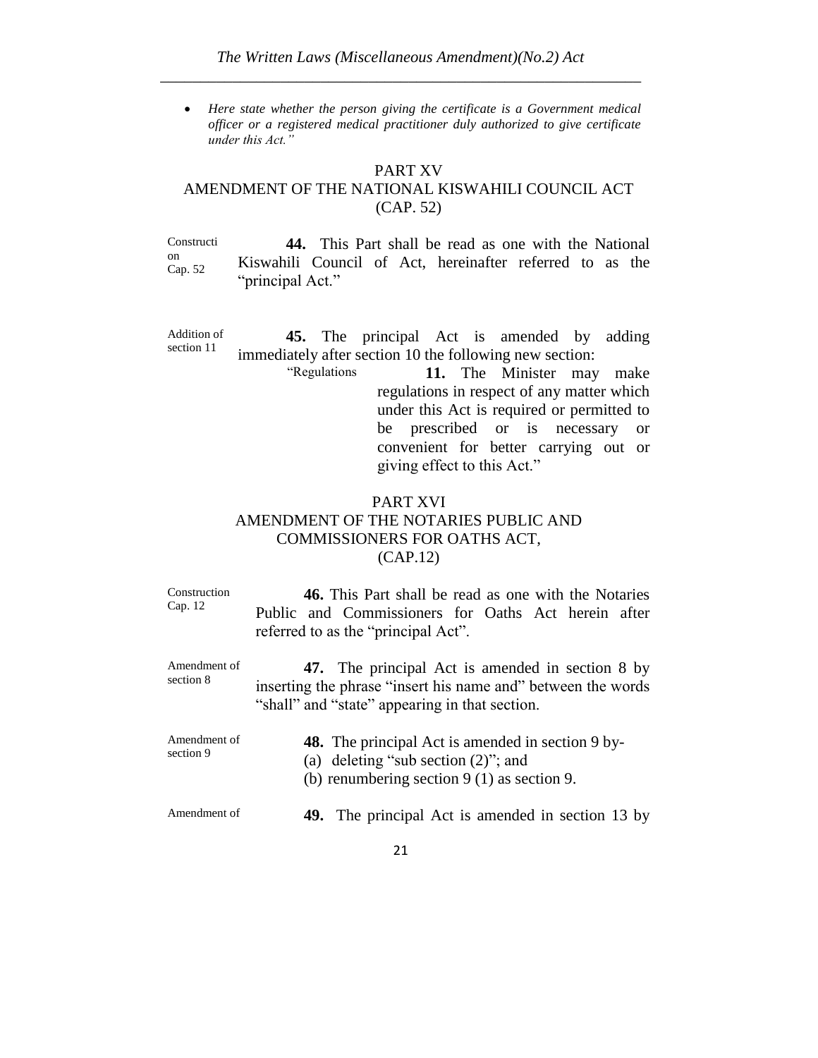- *Here state whether the person giving the certificate is a Government medical officer or a registered medical practitioner duly authorized to give certificate under this Act."*

## PART XV
## AMENDMENT OF THE NATIONAL KISWAHILI COUNCIL ACT (CAP. 52)

Construction Cap. 52

**44.** This Part shall be read as one with the National Kiswahili Council of Act, hereinafter referred to as the "principal Act."

Addition of section 11

**45.** The principal Act is amended by adding immediately after section 10 the following new section:

"Regulations **11.** The Minister may make regulations in respect of any matter which under this Act is required or permitted to be prescribed or is necessary or convenient for better carrying out or giving effect to this Act."

## PART XVI
## AMENDMENT OF THE NOTARIES PUBLIC AND COMMISSIONERS FOR OATHS ACT, (CAP.12)

Construction Cap. 12

**46.** This Part shall be read as one with the Notaries Public and Commissioners for Oaths Act herein after referred to as the "principal Act".

Amendment of section 8

**47.** The principal Act is amended in section 8 by inserting the phrase "insert his name and" between the words "shall" and "state" appearing in that section.

Amendment of section 9

**48.** The principal Act is amended in section 9 by-

(a) deleting "sub section (2)"; and

(b) renumbering section 9 (1) as section 9.

Amendment of

**49.** The principal Act is amended in section 13 by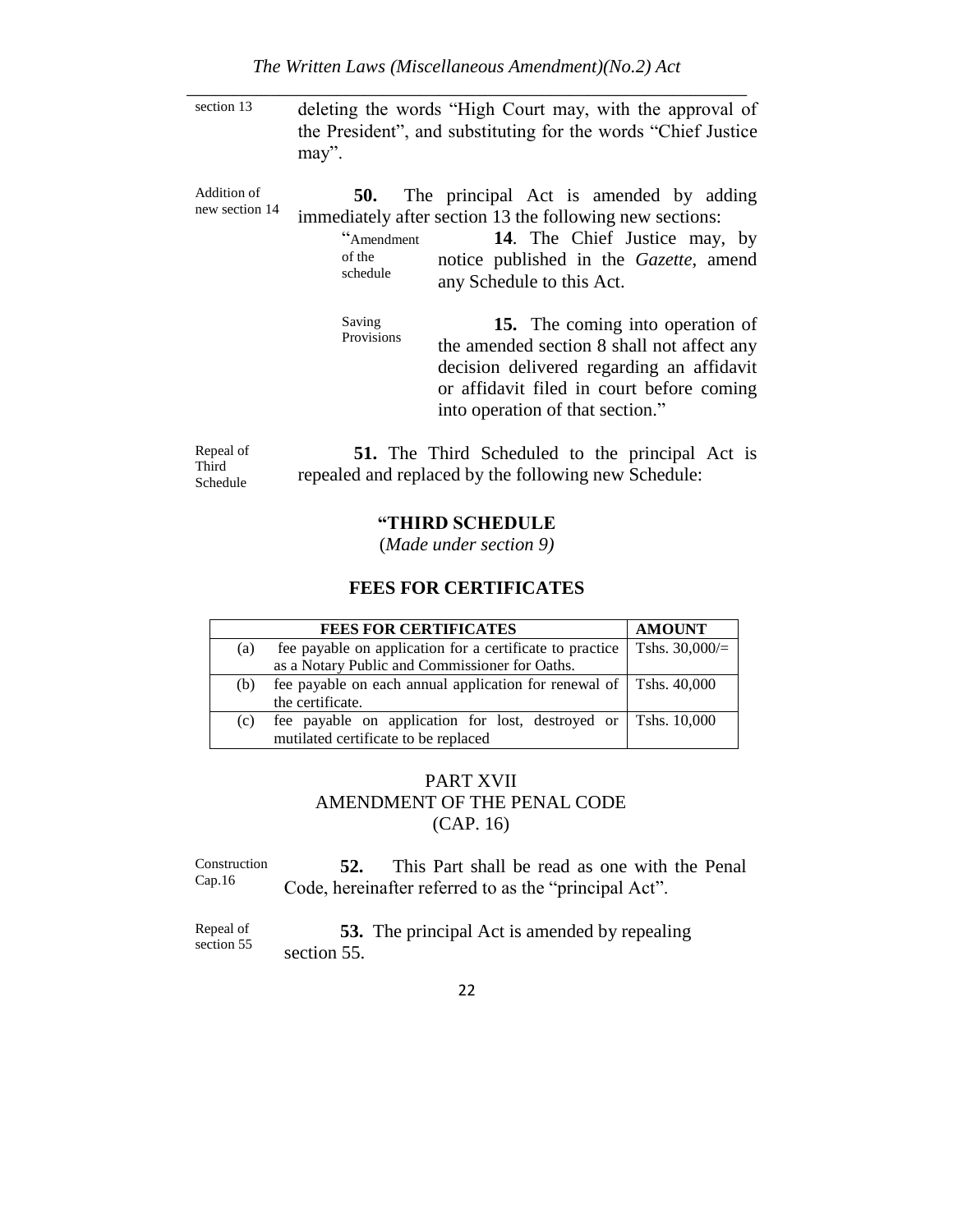section 13 deleting the words "High Court may, with the approval of the President", and substituting for the words "Chief Justice may".

Addition of new section 14

**50.** The principal Act is amended by adding immediately after section 13 the following new sections:

"Amendment of the schedule

**14**. The Chief Justice may, by notice published in the *Gazette*, amend any Schedule to this Act.

Saving Provisions

**15.** The coming into operation of the amended section 8 shall not affect any decision delivered regarding an affidavit or affidavit filed in court before coming into operation of that section."

Repeal of Third Schedule

**51.** The Third Scheduled to the principal Act is repealed and replaced by the following new Schedule:

**"THIRD SCHEDULE**

(*Made under section 9)*

**FEES FOR CERTIFICATES**

| | **FEES FOR CERTIFICATES** | **AMOUNT** |
|---|---|---|
| (a) | fee payable on application for a certificate to practice as a Notary Public and Commissioner for Oaths. | Tshs. 30,000/= |
| (b) | fee payable on each annual application for renewal of the certificate. | Tshs. 40,000 |
| (c) | fee payable on application for lost, destroyed or mutilated certificate to be replaced | Tshs. 10,000 |

## PART XVII
## AMENDMENT OF THE PENAL CODE
## (CAP. 16)

Construction Cap.16

**52.** This Part shall be read as one with the Penal Code, hereinafter referred to as the "principal Act".

Repeal of section 55

**53.** The principal Act is amended by repealing section 55.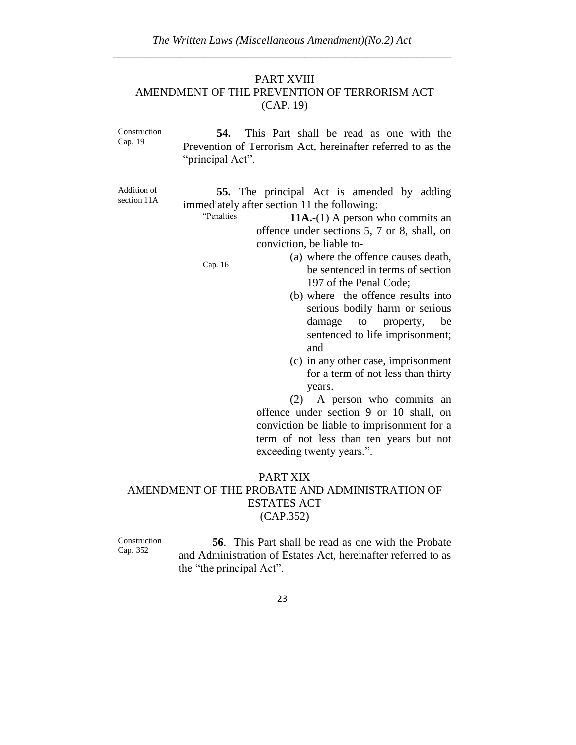## PART XVIII
## AMENDMENT OF THE PREVENTION OF TERRORISM ACT
## (CAP. 19)

Construction Cap. 19

**54.** This Part shall be read as one with the Prevention of Terrorism Act, hereinafter referred to as the "principal Act".

Addition of section 11A

**55.** The principal Act is amended by adding immediately after section 11 the following:

"Penalties

**11A.**-(1) A person who commits an offence under sections 5, 7 or 8, shall, on conviction, be liable to-

Cap. 16

(a) where the offence causes death, be sentenced in terms of section 197 of the Penal Code;

(b) where the offence results into serious bodily harm or serious damage to property, be sentenced to life imprisonment; and

(c) in any other case, imprisonment for a term of not less than thirty years.

(2) A person who commits an offence under section 9 or 10 shall, on conviction be liable to imprisonment for a term of not less than ten years but not exceeding twenty years.".

## PART XIX
## AMENDMENT OF THE PROBATE AND ADMINISTRATION OF ESTATES ACT
## (CAP.352)

Construction Cap. 352

**56**. This Part shall be read as one with the Probate and Administration of Estates Act, hereinafter referred to as the "the principal Act".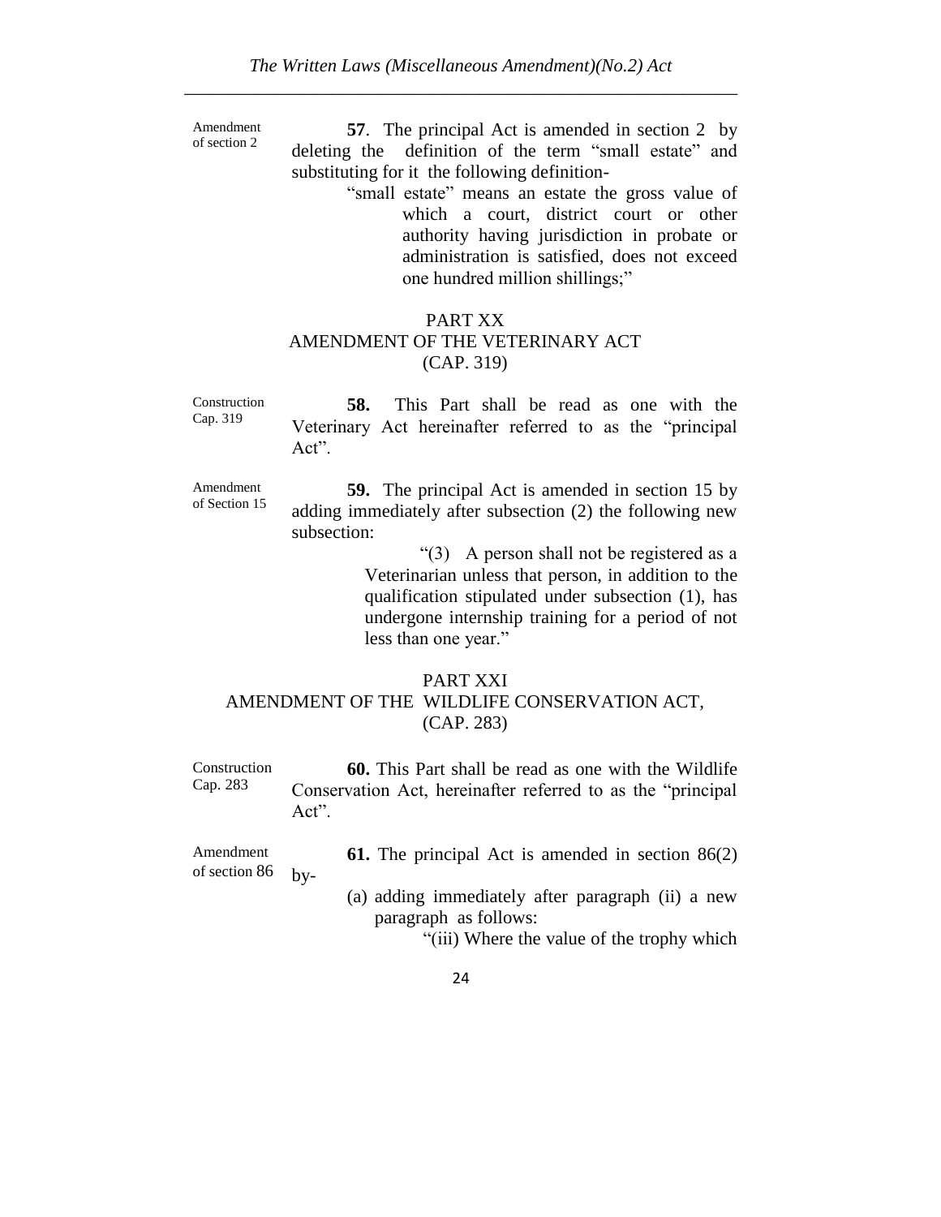Amendment of section 2

**57**. The principal Act is amended in section 2 by deleting the definition of the term "small estate" and substituting for it the following definition-

"small estate" means an estate the gross value of which a court, district court or other authority having jurisdiction in probate or administration is satisfied, does not exceed one hundred million shillings;"

## PART XX
## AMENDMENT OF THE VETERINARY ACT
## (CAP. 319)

Construction Cap. 319

**58.** This Part shall be read as one with the Veterinary Act hereinafter referred to as the "principal Act".

Amendment of Section 15

**59.** The principal Act is amended in section 15 by adding immediately after subsection (2) the following new subsection:

"(3) A person shall not be registered as a Veterinarian unless that person, in addition to the qualification stipulated under subsection (1), has undergone internship training for a period of not less than one year."

## PART XXI
## AMENDMENT OF THE WILDLIFE CONSERVATION ACT,
## (CAP. 283)

Construction Cap. 283

**60.** This Part shall be read as one with the Wildlife Conservation Act, hereinafter referred to as the "principal Act".

Amendment of section 86

**61.** The principal Act is amended in section 86(2) by-

(a) adding immediately after paragraph (ii) a new paragraph as follows:

"(iii) Where the value of the trophy which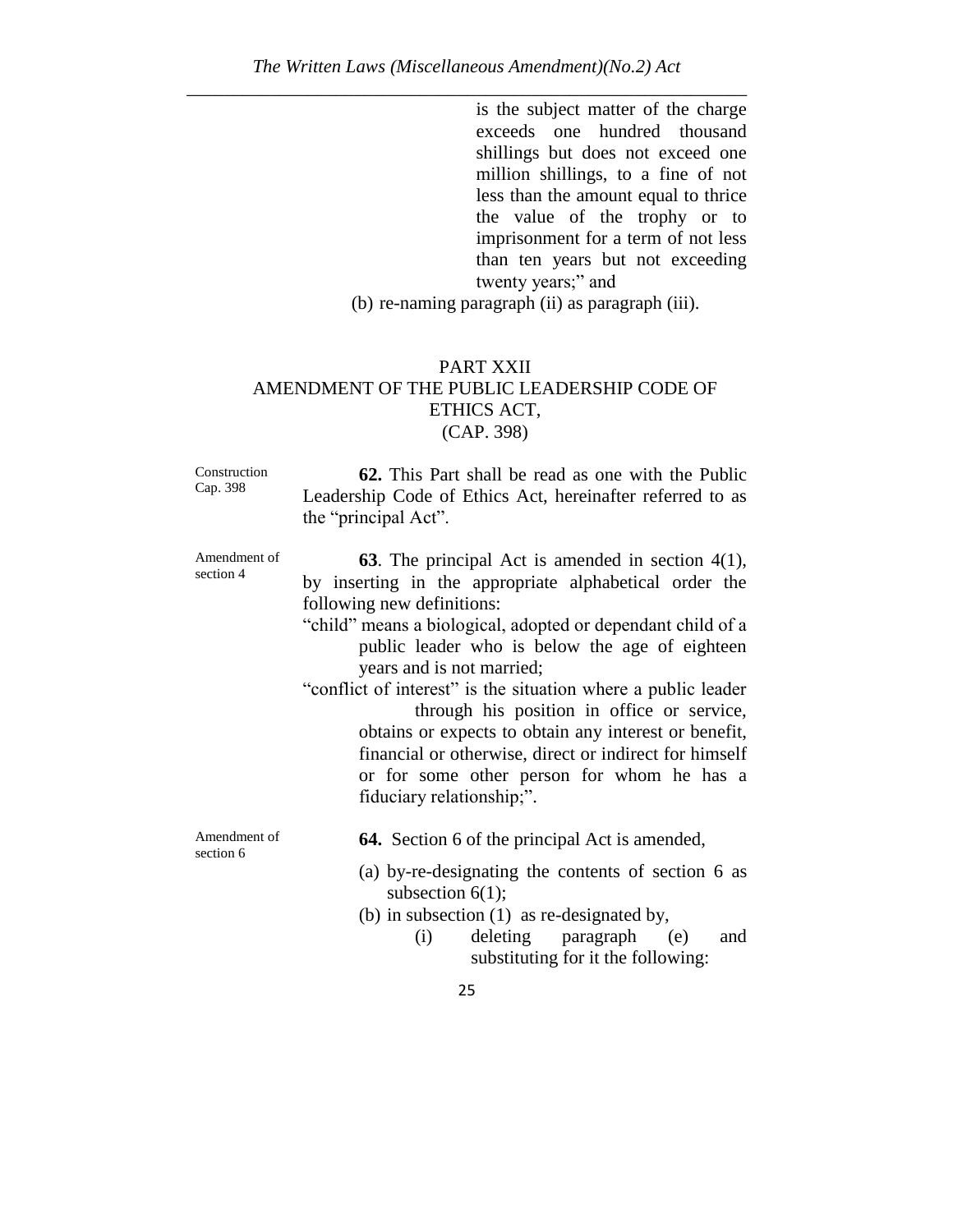is the subject matter of the charge exceeds one hundred thousand shillings but does not exceed one million shillings, to a fine of not less than the amount equal to thrice the value of the trophy or to imprisonment for a term of not less than ten years but not exceeding twenty years;" and

(b) re-naming paragraph (ii) as paragraph (iii).

## PART XXII
## AMENDMENT OF THE PUBLIC LEADERSHIP CODE OF ETHICS ACT, (CAP. 398)

Construction Cap. 398

**62.** This Part shall be read as one with the Public Leadership Code of Ethics Act, hereinafter referred to as the "principal Act".

Amendment of section 4

**63**. The principal Act is amended in section 4(1), by inserting in the appropriate alphabetical order the following new definitions:

"child" means a biological, adopted or dependant child of a public leader who is below the age of eighteen years and is not married;

"conflict of interest" is the situation where a public leader through his position in office or service, obtains or expects to obtain any interest or benefit, financial or otherwise, direct or indirect for himself or for some other person for whom he has a fiduciary relationship;".

Amendment of section 6

**64.** Section 6 of the principal Act is amended,

(a) by-re-designating the contents of section 6 as subsection 6(1);

(b) in subsection (1) as re-designated by,

(i) deleting paragraph (e) and substituting for it the following: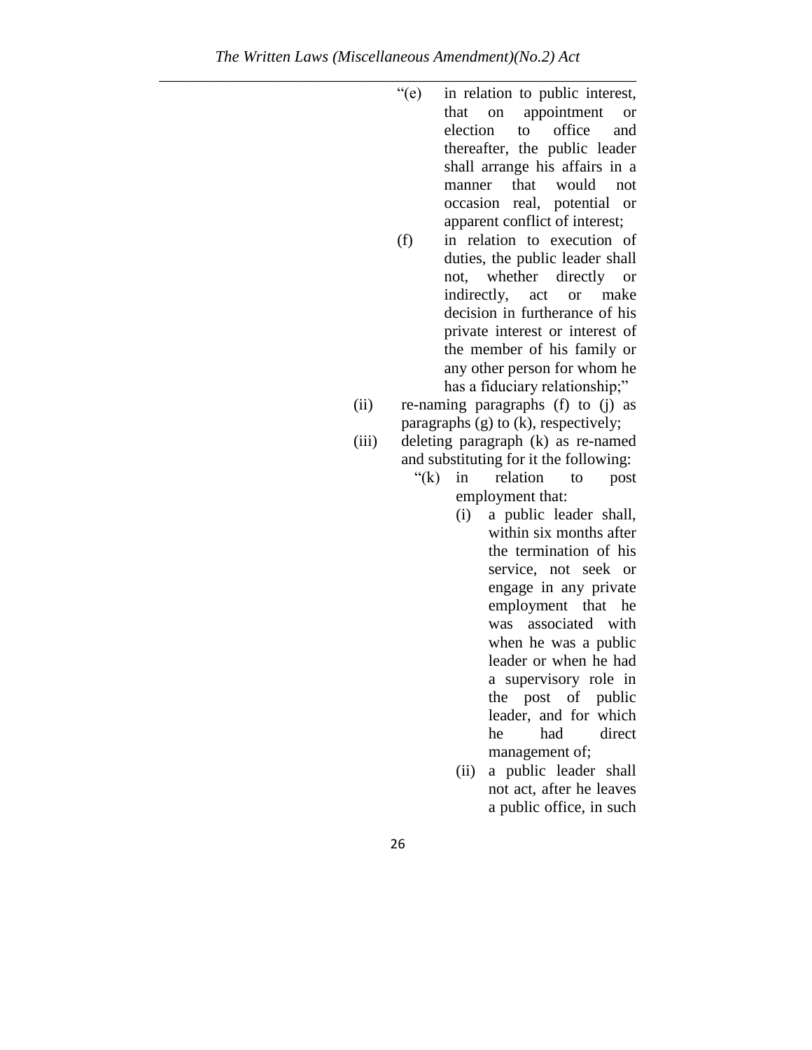"(e) in relation to public interest, that on appointment or election to office and thereafter, the public leader shall arrange his affairs in a manner that would not occasion real, potential or apparent conflict of interest;

(f) in relation to execution of duties, the public leader shall not, whether directly or indirectly, act or make decision in furtherance of his private interest or interest of the member of his family or any other person for whom he has a fiduciary relationship;"

(ii) re-naming paragraphs (f) to (j) as paragraphs (g) to (k), respectively;

(iii) deleting paragraph (k) as re-named and substituting for it the following:

"(k) in relation to post employment that:

(i) a public leader shall, within six months after the termination of his service, not seek or engage in any private employment that he was associated with when he was a public leader or when he had a supervisory role in the post of public leader, and for which he had direct management of;

(ii) a public leader shall not act, after he leaves a public office, in such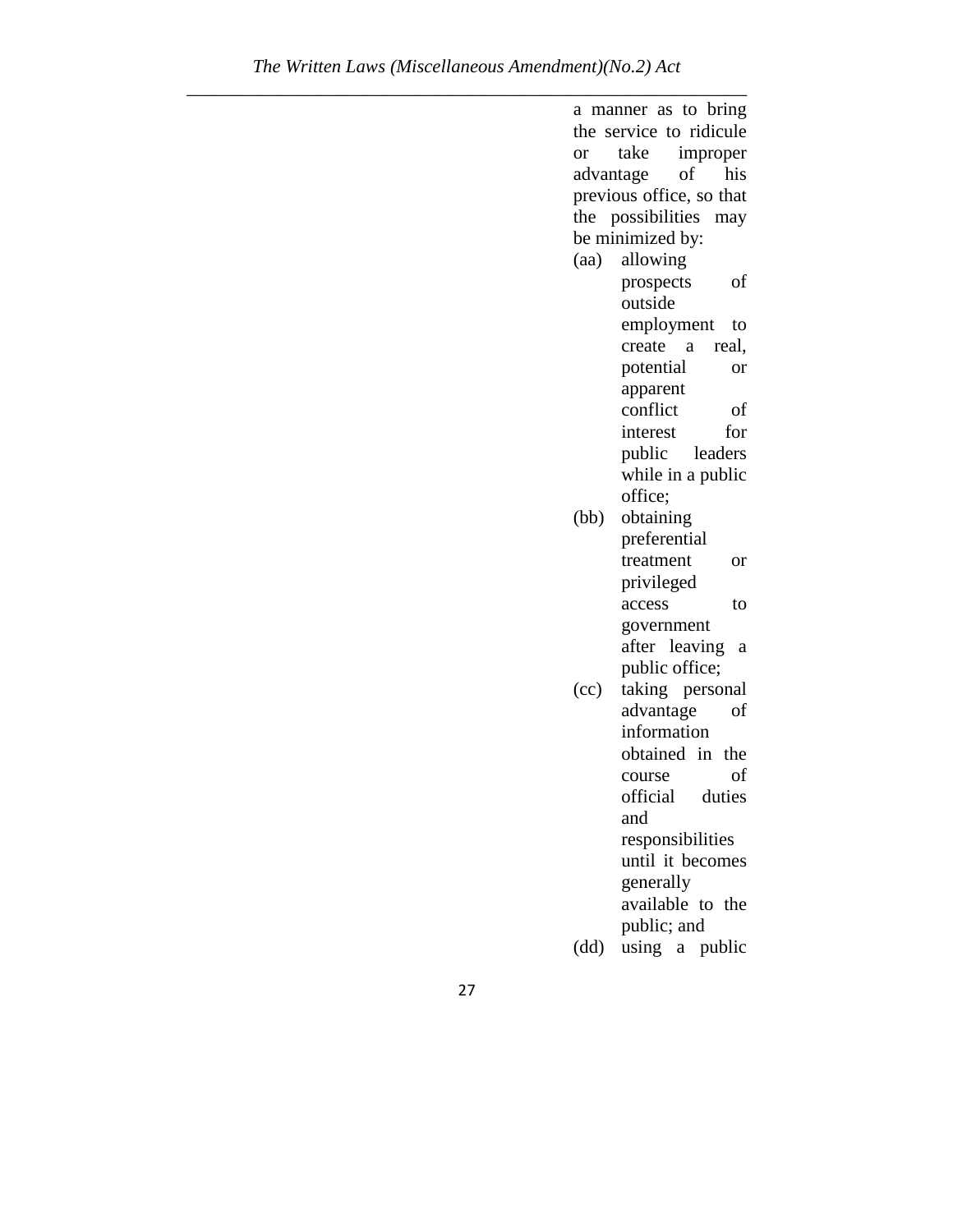a manner as to bring the service to ridicule or take improper advantage of his previous office, so that the possibilities may be minimized by:

(aa) allowing prospects of outside employment to create a real, potential or apparent conflict of interest for public leaders while in a public office;

(bb) obtaining preferential treatment or privileged access to government after leaving a public office;

(cc) taking personal advantage of information obtained in the course of official duties and responsibilities until it becomes generally available to the public; and

(dd) using a public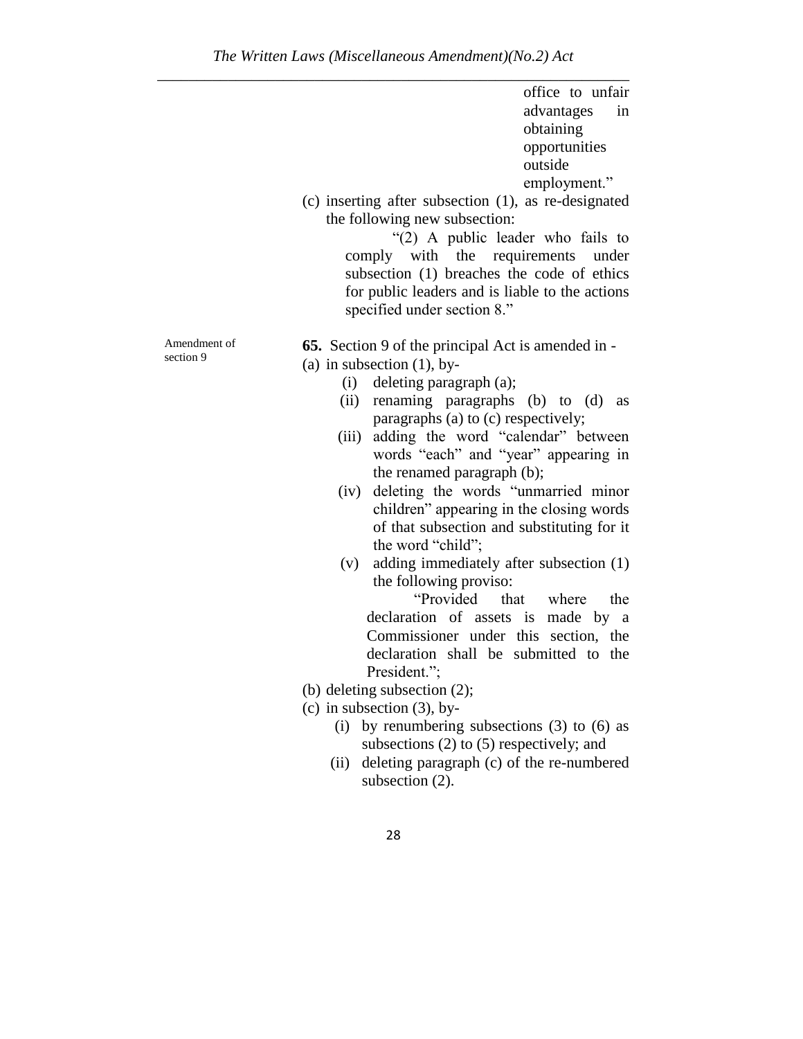office to unfair advantages in obtaining opportunities outside employment."

(c) inserting after subsection (1), as re-designated the following new subsection:

> "(2) A public leader who fails to comply with the requirements under subsection (1) breaches the code of ethics for public leaders and is liable to the actions specified under section 8."

Amendment of section 9

**65.** Section 9 of the principal Act is amended in -

(a) in subsection (1), by-

- (i) deleting paragraph (a);
- (ii) renaming paragraphs (b) to (d) as paragraphs (a) to (c) respectively;
- (iii) adding the word "calendar" between words "each" and "year" appearing in the renamed paragraph (b);
- (iv) deleting the words "unmarried minor children" appearing in the closing words of that subsection and substituting for it the word "child";
- (v) adding immediately after subsection (1) the following proviso:

  > "Provided that where the declaration of assets is made by a Commissioner under this section, the declaration shall be submitted to the President.";

(b) deleting subsection (2);

(c) in subsection (3), by-

- (i) by renumbering subsections (3) to (6) as subsections (2) to (5) respectively; and
- (ii) deleting paragraph (c) of the re-numbered subsection (2).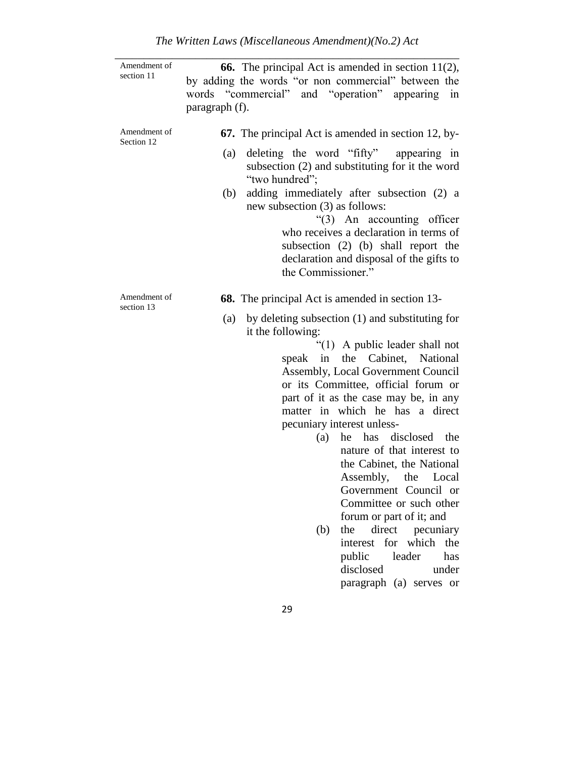Amendment of section 11

**66.** The principal Act is amended in section 11(2), by adding the words "or non commercial" between the words "commercial" and "operation" appearing in paragraph (f).

Amendment of Section 12

**67.** The principal Act is amended in section 12, by-

(a) deleting the word "fifty" appearing in subsection (2) and substituting for it the word "two hundred";

(b) adding immediately after subsection (2) a new subsection (3) as follows:

> "(3) An accounting officer who receives a declaration in terms of subsection (2) (b) shall report the declaration and disposal of the gifts to the Commissioner."

Amendment of section 13

**68.** The principal Act is amended in section 13-

(a) by deleting subsection (1) and substituting for it the following:

> "(1) A public leader shall not speak in the Cabinet, National Assembly, Local Government Council or its Committee, official forum or part of it as the case may be, in any matter in which he has a direct pecuniary interest unless-
>
> (a) he has disclosed the nature of that interest to the Cabinet, the National Assembly, the Local Government Council or Committee or such other forum or part of it; and
>
> (b) the direct pecuniary interest for which the public leader has disclosed under paragraph (a) serves or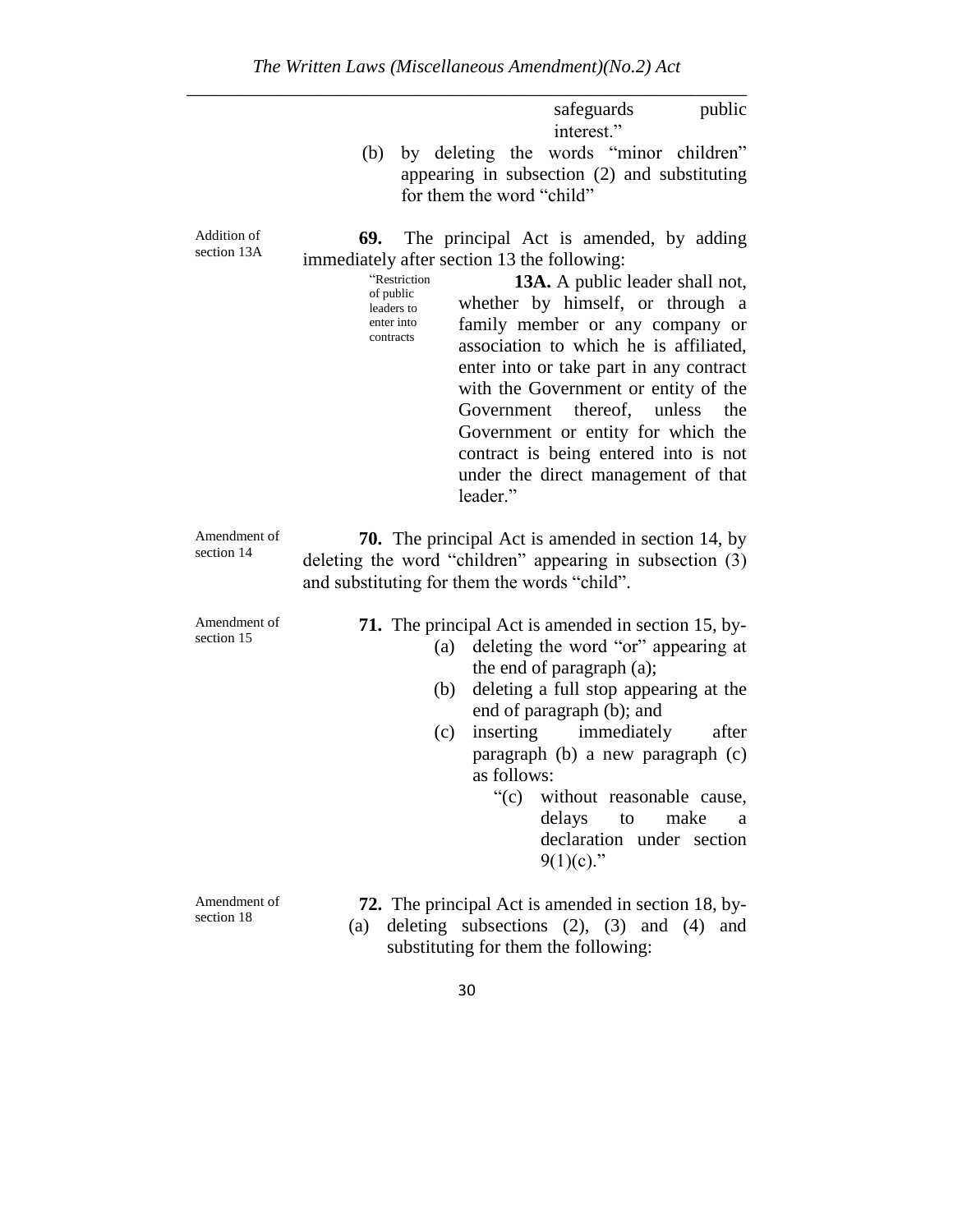safeguards public interest."

(b) by deleting the words "minor children" appearing in subsection (2) and substituting for them the word "child"

Addition of section 13A

**69.** The principal Act is amended, by adding immediately after section 13 the following:

"Restriction of public leaders to enter into contracts

**13A.** A public leader shall not, whether by himself, or through a family member or any company or association to which he is affiliated, enter into or take part in any contract with the Government or entity of the Government thereof, unless the Government or entity for which the contract is being entered into is not under the direct management of that leader."

Amendment of section 14

**70.** The principal Act is amended in section 14, by deleting the word "children" appearing in subsection (3) and substituting for them the words "child".

Amendment of section 15

**71.** The principal Act is amended in section 15, by-

(a) deleting the word "or" appearing at the end of paragraph (a);

(b) deleting a full stop appearing at the end of paragraph (b); and

(c) inserting immediately after paragraph (b) a new paragraph (c) as follows:

"(c) without reasonable cause, delays to make a declaration under section 9(1)(c)."

Amendment of section 18

**72.** The principal Act is amended in section 18, by-

(a) deleting subsections (2), (3) and (4) and substituting for them the following: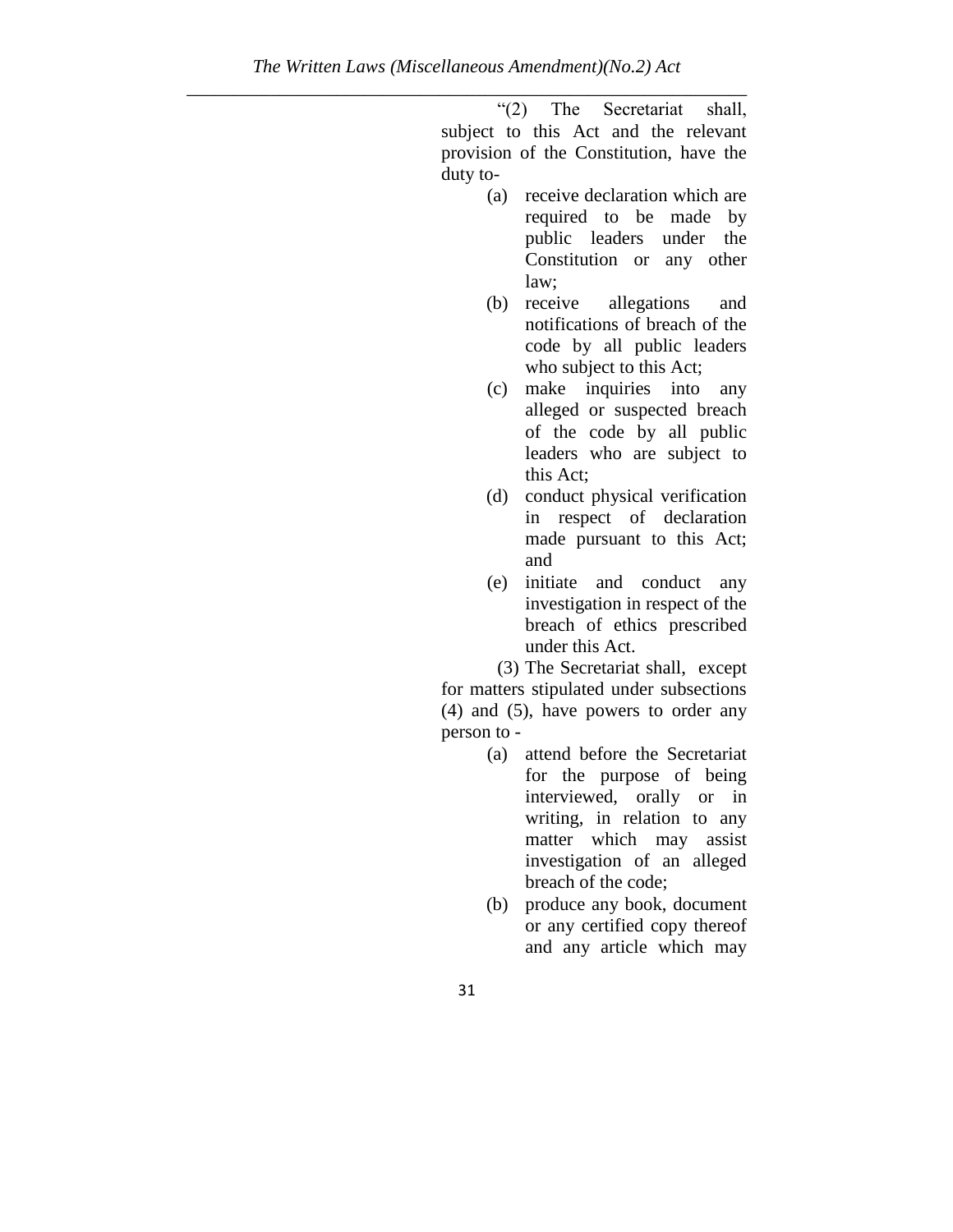"(2) The Secretariat shall, subject to this Act and the relevant provision of the Constitution, have the duty to-

(a) receive declaration which are required to be made by public leaders under the Constitution or any other law;

(b) receive allegations and notifications of breach of the code by all public leaders who subject to this Act;

(c) make inquiries into any alleged or suspected breach of the code by all public leaders who are subject to this Act;

(d) conduct physical verification in respect of declaration made pursuant to this Act; and

(e) initiate and conduct any investigation in respect of the breach of ethics prescribed under this Act.

(3) The Secretariat shall, except for matters stipulated under subsections (4) and (5), have powers to order any person to -

(a) attend before the Secretariat for the purpose of being interviewed, orally or in writing, in relation to any matter which may assist investigation of an alleged breach of the code;

(b) produce any book, document or any certified copy thereof and any article which may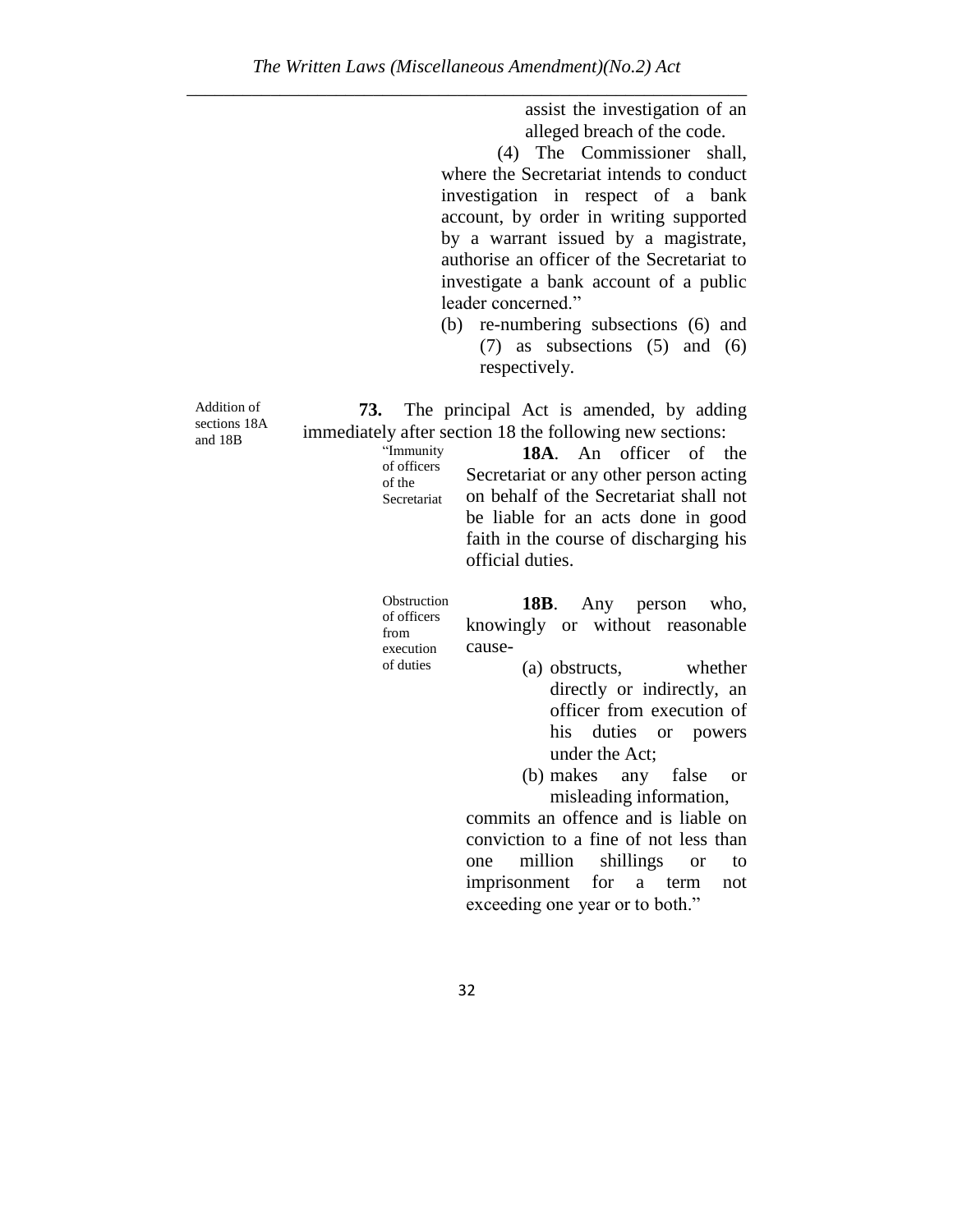assist the investigation of an alleged breach of the code.

(4) The Commissioner shall, where the Secretariat intends to conduct investigation in respect of a bank account, by order in writing supported by a warrant issued by a magistrate, authorise an officer of the Secretariat to investigate a bank account of a public leader concerned."

(b) re-numbering subsections (6) and (7) as subsections (5) and (6) respectively.

Addition of sections 18A and 18B

**73.** The principal Act is amended, by adding immediately after section 18 the following new sections:

"Immunity of officers of the Secretariat

**18A**. An officer of the Secretariat or any other person acting on behalf of the Secretariat shall not be liable for an acts done in good faith in the course of discharging his official duties.

Obstruction of officers from execution of duties

**18B**. Any person who, knowingly or without reasonable cause-

(a) obstructs, whether directly or indirectly, an officer from execution of his duties or powers under the Act;

(b) makes any false or misleading information,

commits an offence and is liable on conviction to a fine of not less than one million shillings or to imprisonment for a term not exceeding one year or to both."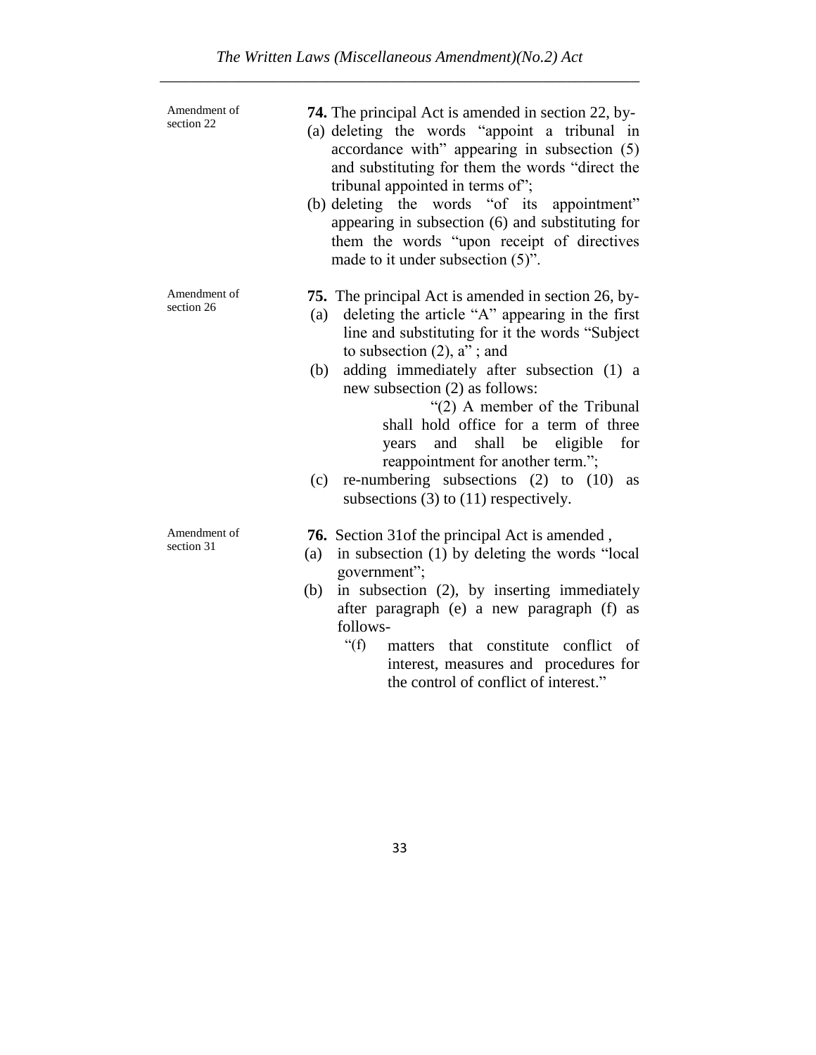Amendment of section 22

**74.** The principal Act is amended in section 22, by-

(a) deleting the words "appoint a tribunal in accordance with" appearing in subsection (5) and substituting for them the words "direct the tribunal appointed in terms of";

(b) deleting the words "of its appointment" appearing in subsection (6) and substituting for them the words "upon receipt of directives made to it under subsection (5)".

Amendment of section 26

**75.** The principal Act is amended in section 26, by-

(a) deleting the article "A" appearing in the first line and substituting for it the words "Subject to subsection (2), a" ; and

(b) adding immediately after subsection (1) a new subsection (2) as follows:

> "(2) A member of the Tribunal shall hold office for a term of three years and shall be eligible for reappointment for another term.";

(c) re-numbering subsections (2) to (10) as subsections (3) to (11) respectively.

Amendment of section 31

**76.** Section 31of the principal Act is amended ,

(a) in subsection (1) by deleting the words "local government";

(b) in subsection (2), by inserting immediately after paragraph (e) a new paragraph (f) as follows-

> "(f) matters that constitute conflict of interest, measures and procedures for the control of conflict of interest."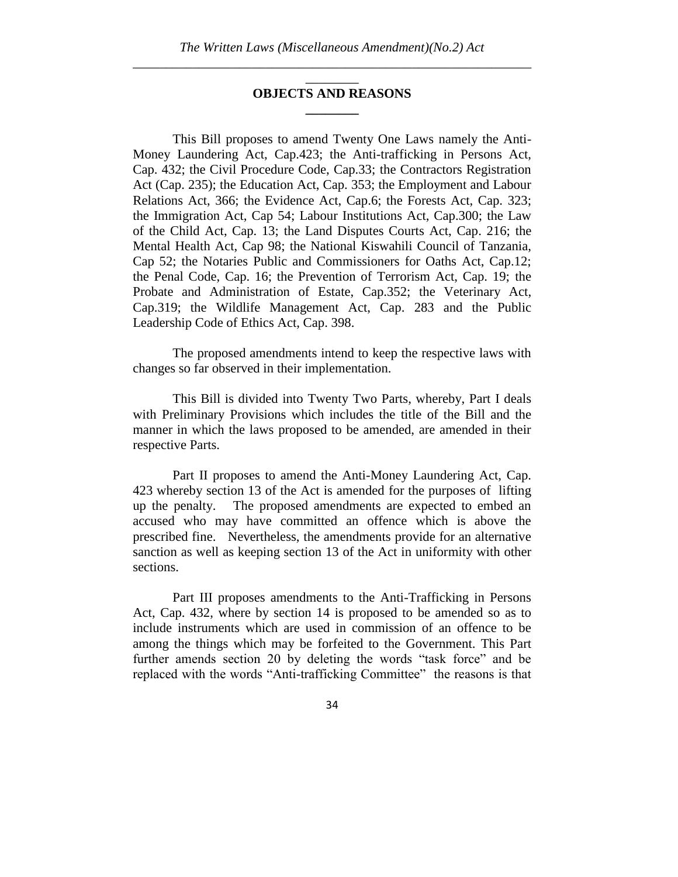## OBJECTS AND REASONS

This Bill proposes to amend Twenty One Laws namely the Anti-Money Laundering Act, Cap.423; the Anti-trafficking in Persons Act, Cap. 432; the Civil Procedure Code, Cap.33; the Contractors Registration Act (Cap. 235); the Education Act, Cap. 353; the Employment and Labour Relations Act, 366; the Evidence Act, Cap.6; the Forests Act, Cap. 323; the Immigration Act, Cap 54; Labour Institutions Act, Cap.300; the Law of the Child Act, Cap. 13; the Land Disputes Courts Act, Cap. 216; the Mental Health Act, Cap 98; the National Kiswahili Council of Tanzania, Cap 52; the Notaries Public and Commissioners for Oaths Act, Cap.12; the Penal Code, Cap. 16; the Prevention of Terrorism Act, Cap. 19; the Probate and Administration of Estate, Cap.352; the Veterinary Act, Cap.319; the Wildlife Management Act, Cap. 283 and the Public Leadership Code of Ethics Act, Cap. 398.

The proposed amendments intend to keep the respective laws with changes so far observed in their implementation.

This Bill is divided into Twenty Two Parts, whereby, Part I deals with Preliminary Provisions which includes the title of the Bill and the manner in which the laws proposed to be amended, are amended in their respective Parts.

Part II proposes to amend the Anti-Money Laundering Act, Cap. 423 whereby section 13 of the Act is amended for the purposes of lifting up the penalty. The proposed amendments are expected to embed an accused who may have committed an offence which is above the prescribed fine. Nevertheless, the amendments provide for an alternative sanction as well as keeping section 13 of the Act in uniformity with other sections.

Part III proposes amendments to the Anti-Trafficking in Persons Act, Cap. 432, where by section 14 is proposed to be amended so as to include instruments which are used in commission of an offence to be among the things which may be forfeited to the Government. This Part further amends section 20 by deleting the words "task force" and be replaced with the words "Anti-trafficking Committee" the reasons is that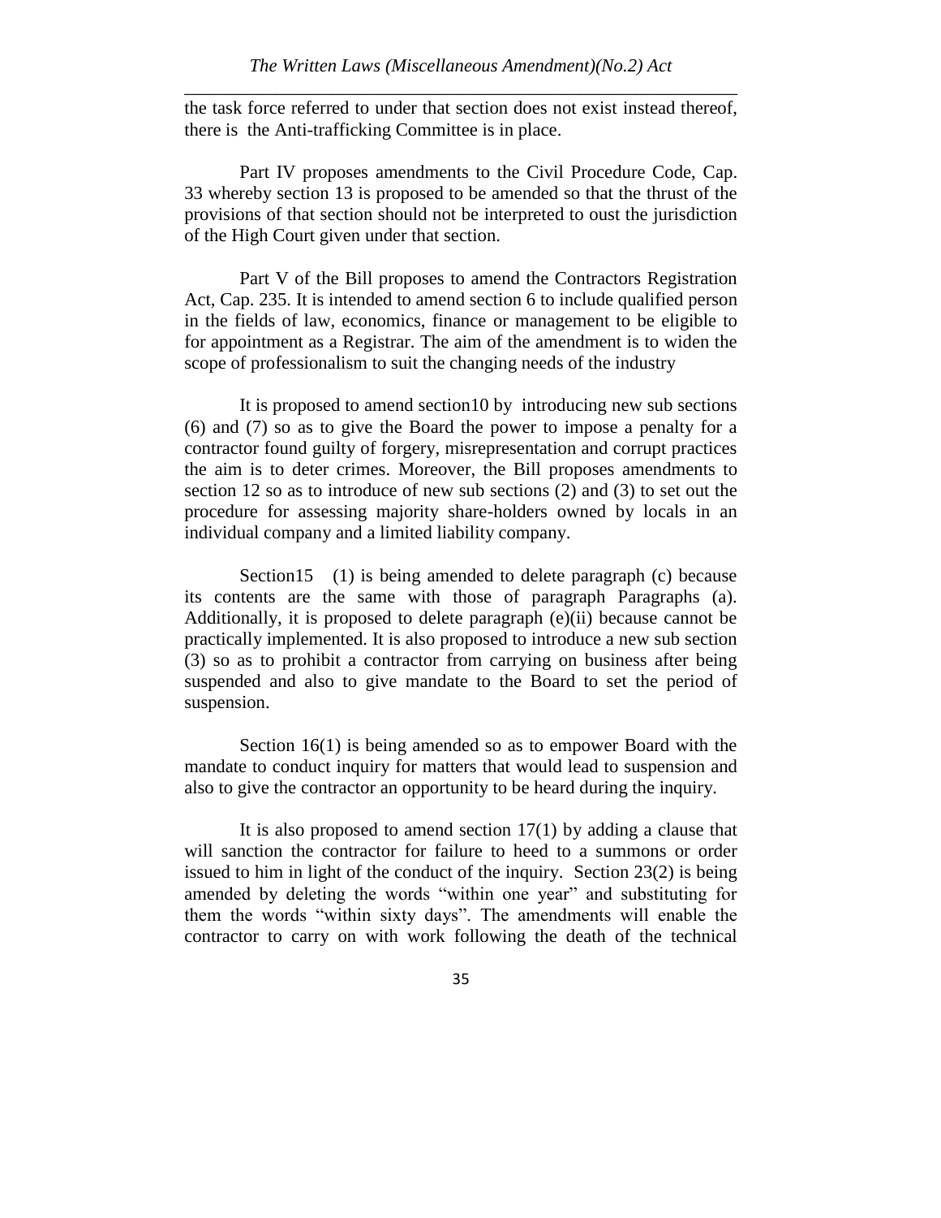the task force referred to under that section does not exist instead thereof, there is the Anti-trafficking Committee is in place.

Part IV proposes amendments to the Civil Procedure Code, Cap. 33 whereby section 13 is proposed to be amended so that the thrust of the provisions of that section should not be interpreted to oust the jurisdiction of the High Court given under that section.

Part V of the Bill proposes to amend the Contractors Registration Act, Cap. 235. It is intended to amend section 6 to include qualified person in the fields of law, economics, finance or management to be eligible to for appointment as a Registrar. The aim of the amendment is to widen the scope of professionalism to suit the changing needs of the industry

It is proposed to amend section10 by introducing new sub sections (6) and (7) so as to give the Board the power to impose a penalty for a contractor found guilty of forgery, misrepresentation and corrupt practices the aim is to deter crimes. Moreover, the Bill proposes amendments to section 12 so as to introduce of new sub sections (2) and (3) to set out the procedure for assessing majority share-holders owned by locals in an individual company and a limited liability company.

Section15 (1) is being amended to delete paragraph (c) because its contents are the same with those of paragraph Paragraphs (a). Additionally, it is proposed to delete paragraph (e)(ii) because cannot be practically implemented. It is also proposed to introduce a new sub section (3) so as to prohibit a contractor from carrying on business after being suspended and also to give mandate to the Board to set the period of suspension.

Section 16(1) is being amended so as to empower Board with the mandate to conduct inquiry for matters that would lead to suspension and also to give the contractor an opportunity to be heard during the inquiry.

It is also proposed to amend section 17(1) by adding a clause that will sanction the contractor for failure to heed to a summons or order issued to him in light of the conduct of the inquiry. Section 23(2) is being amended by deleting the words "within one year" and substituting for them the words "within sixty days". The amendments will enable the contractor to carry on with work following the death of the technical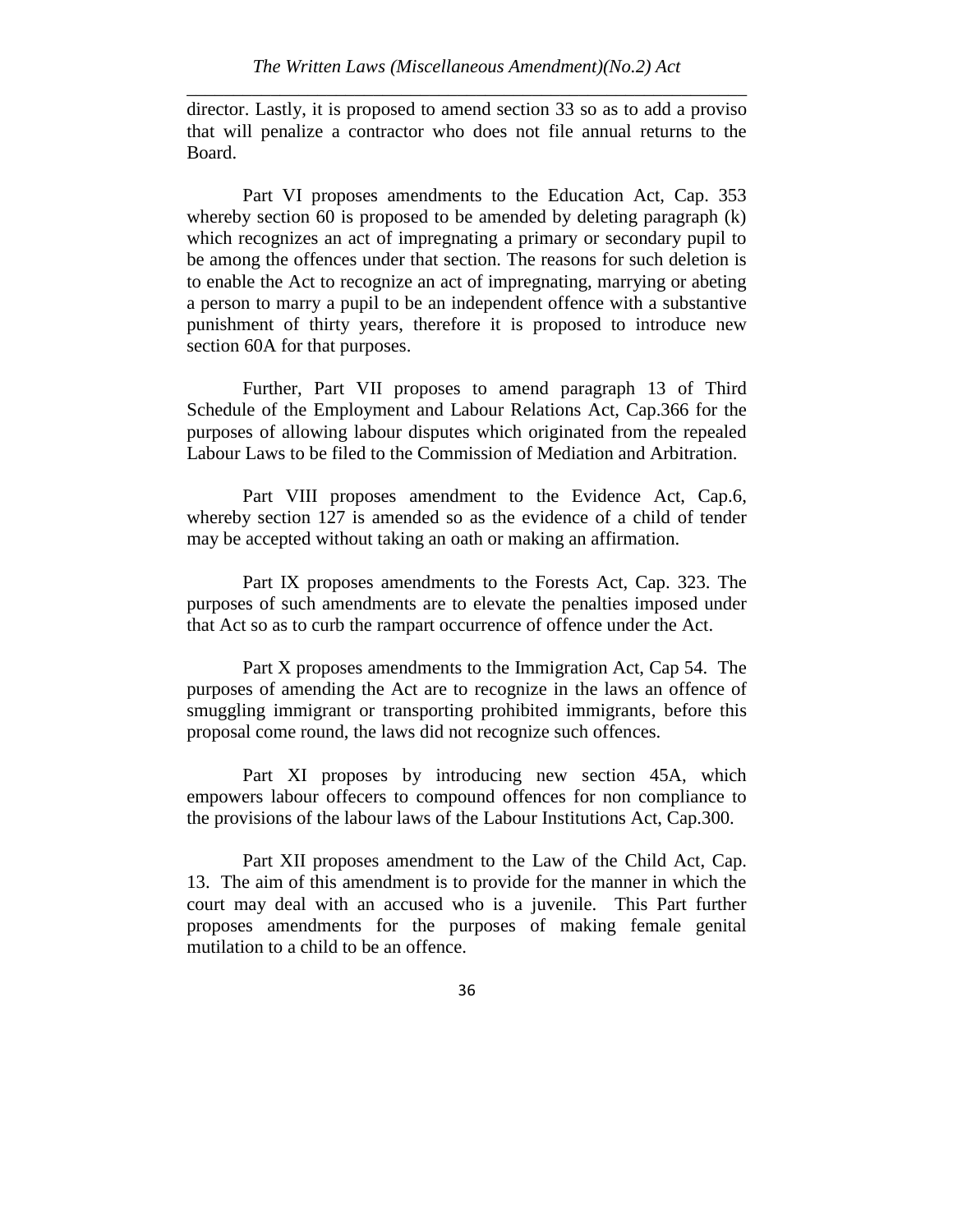director. Lastly, it is proposed to amend section 33 so as to add a proviso that will penalize a contractor who does not file annual returns to the Board.

Part VI proposes amendments to the Education Act, Cap. 353 whereby section 60 is proposed to be amended by deleting paragraph (k) which recognizes an act of impregnating a primary or secondary pupil to be among the offences under that section. The reasons for such deletion is to enable the Act to recognize an act of impregnating, marrying or abeting a person to marry a pupil to be an independent offence with a substantive punishment of thirty years, therefore it is proposed to introduce new section 60A for that purposes.

Further, Part VII proposes to amend paragraph 13 of Third Schedule of the Employment and Labour Relations Act, Cap.366 for the purposes of allowing labour disputes which originated from the repealed Labour Laws to be filed to the Commission of Mediation and Arbitration.

Part VIII proposes amendment to the Evidence Act, Cap.6, whereby section 127 is amended so as the evidence of a child of tender may be accepted without taking an oath or making an affirmation.

Part IX proposes amendments to the Forests Act, Cap. 323. The purposes of such amendments are to elevate the penalties imposed under that Act so as to curb the rampart occurrence of offence under the Act.

Part X proposes amendments to the Immigration Act, Cap 54. The purposes of amending the Act are to recognize in the laws an offence of smuggling immigrant or transporting prohibited immigrants, before this proposal come round, the laws did not recognize such offences.

Part XI proposes by introducing new section 45A, which empowers labour offecers to compound offences for non compliance to the provisions of the labour laws of the Labour Institutions Act, Cap.300.

Part XII proposes amendment to the Law of the Child Act, Cap. 13. The aim of this amendment is to provide for the manner in which the court may deal with an accused who is a juvenile. This Part further proposes amendments for the purposes of making female genital mutilation to a child to be an offence.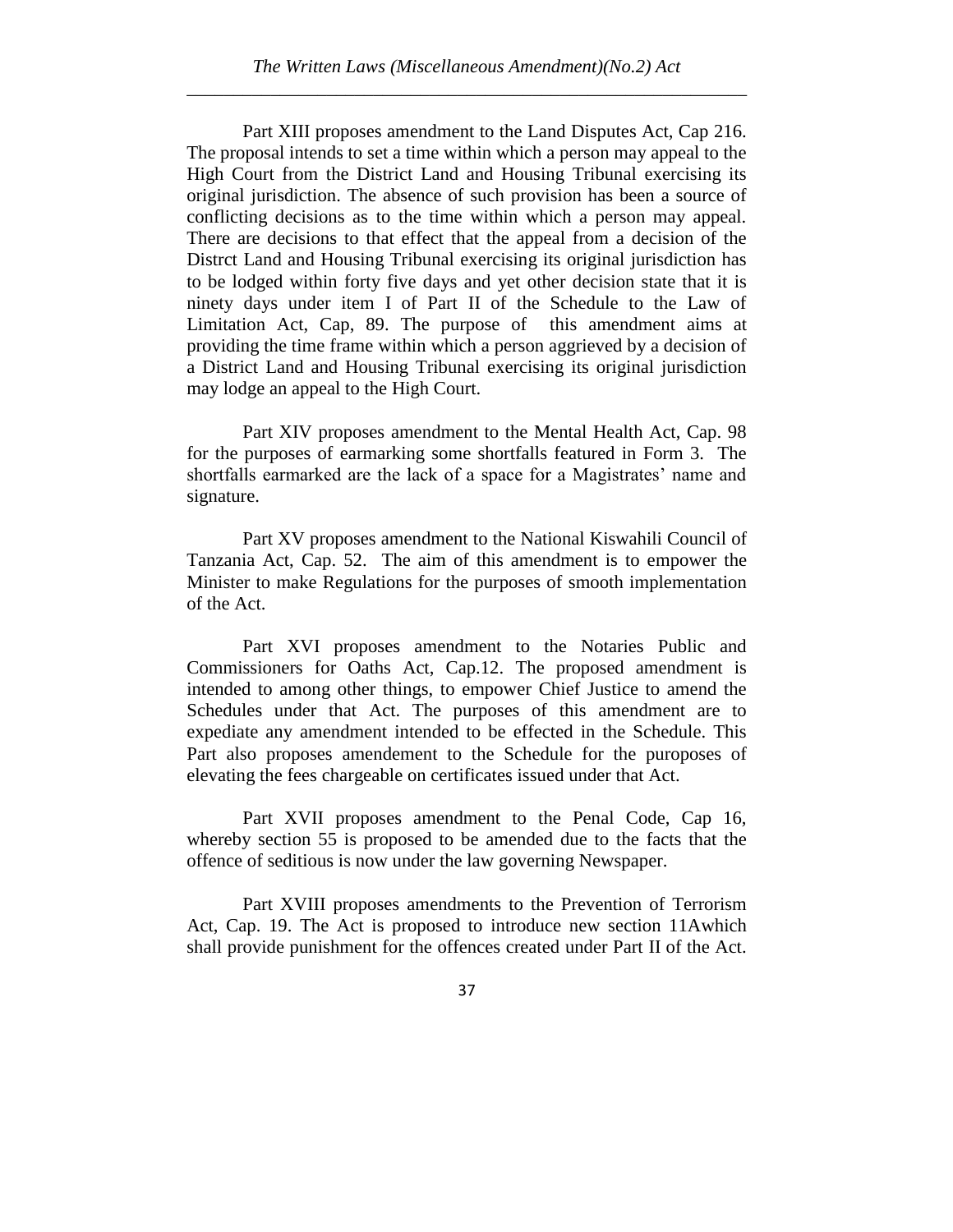Part XIII proposes amendment to the Land Disputes Act, Cap 216. The proposal intends to set a time within which a person may appeal to the High Court from the District Land and Housing Tribunal exercising its original jurisdiction. The absence of such provision has been a source of conflicting decisions as to the time within which a person may appeal. There are decisions to that effect that the appeal from a decision of the Distrct Land and Housing Tribunal exercising its original jurisdiction has to be lodged within forty five days and yet other decision state that it is ninety days under item I of Part II of the Schedule to the Law of Limitation Act, Cap, 89. The purpose of this amendment aims at providing the time frame within which a person aggrieved by a decision of a District Land and Housing Tribunal exercising its original jurisdiction may lodge an appeal to the High Court.

Part XIV proposes amendment to the Mental Health Act, Cap. 98 for the purposes of earmarking some shortfalls featured in Form 3. The shortfalls earmarked are the lack of a space for a Magistrates' name and signature.

Part XV proposes amendment to the National Kiswahili Council of Tanzania Act, Cap. 52. The aim of this amendment is to empower the Minister to make Regulations for the purposes of smooth implementation of the Act.

Part XVI proposes amendment to the Notaries Public and Commissioners for Oaths Act, Cap.12. The proposed amendment is intended to among other things, to empower Chief Justice to amend the Schedules under that Act. The purposes of this amendment are to expediate any amendment intended to be effected in the Schedule. This Part also proposes amendement to the Schedule for the puroposes of elevating the fees chargeable on certificates issued under that Act.

Part XVII proposes amendment to the Penal Code, Cap 16, whereby section 55 is proposed to be amended due to the facts that the offence of seditious is now under the law governing Newspaper.

Part XVIII proposes amendments to the Prevention of Terrorism Act, Cap. 19. The Act is proposed to introduce new section 11Awhich shall provide punishment for the offences created under Part II of the Act.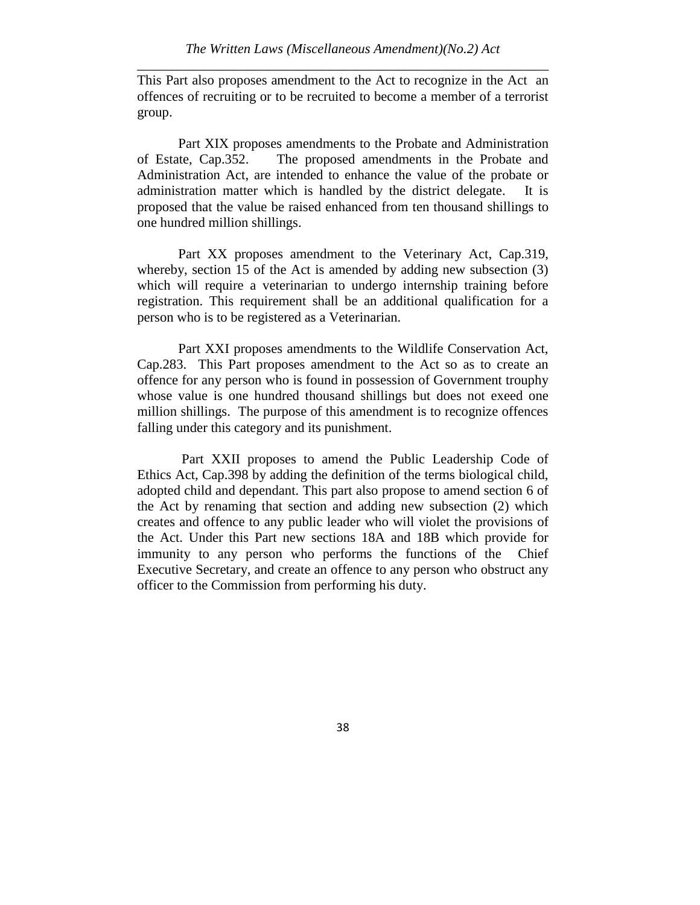This Part also proposes amendment to the Act to recognize in the Act an offences of recruiting or to be recruited to become a member of a terrorist group.

Part XIX proposes amendments to the Probate and Administration of Estate, Cap.352. The proposed amendments in the Probate and Administration Act, are intended to enhance the value of the probate or administration matter which is handled by the district delegate. It is proposed that the value be raised enhanced from ten thousand shillings to one hundred million shillings.

Part XX proposes amendment to the Veterinary Act, Cap.319, whereby, section 15 of the Act is amended by adding new subsection (3) which will require a veterinarian to undergo internship training before registration. This requirement shall be an additional qualification for a person who is to be registered as a Veterinarian.

Part XXI proposes amendments to the Wildlife Conservation Act, Cap.283. This Part proposes amendment to the Act so as to create an offence for any person who is found in possession of Government trouphy whose value is one hundred thousand shillings but does not exeed one million shillings. The purpose of this amendment is to recognize offences falling under this category and its punishment.

Part XXII proposes to amend the Public Leadership Code of Ethics Act, Cap.398 by adding the definition of the terms biological child, adopted child and dependant. This part also propose to amend section 6 of the Act by renaming that section and adding new subsection (2) which creates and offence to any public leader who will violet the provisions of the Act. Under this Part new sections 18A and 18B which provide for immunity to any person who performs the functions of the Chief Executive Secretary, and create an offence to any person who obstruct any officer to the Commission from performing his duty.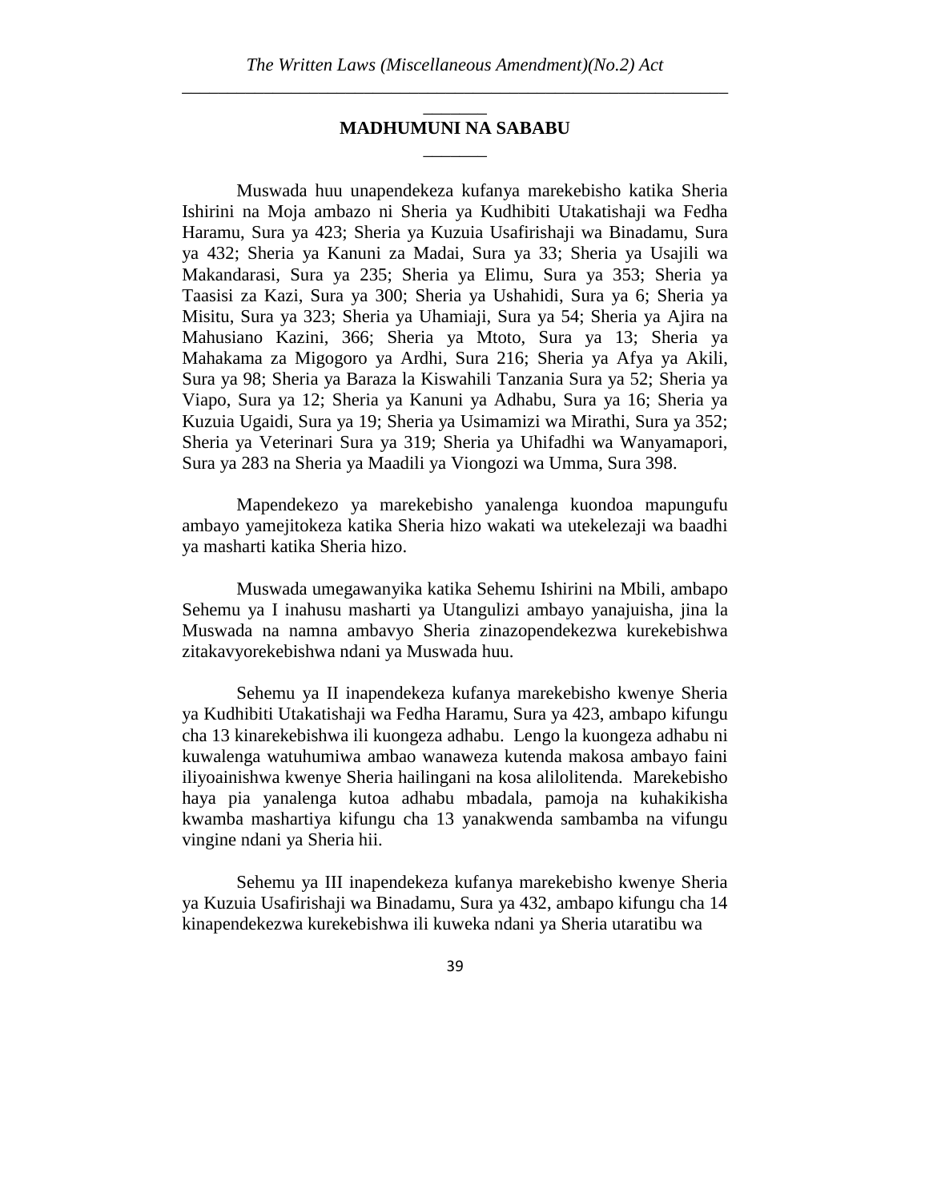## MADHUMUNI NA SABABU

Muswada huu unapendekeza kufanya marekebisho katika Sheria Ishirini na Moja ambazo ni Sheria ya Kudhibiti Utakatishaji wa Fedha Haramu, Sura ya 423; Sheria ya Kuzuia Usafirishaji wa Binadamu, Sura ya 432; Sheria ya Kanuni za Madai, Sura ya 33; Sheria ya Usajili wa Makandarasi, Sura ya 235; Sheria ya Elimu, Sura ya 353; Sheria ya Taasisi za Kazi, Sura ya 300; Sheria ya Ushahidi, Sura ya 6; Sheria ya Misitu, Sura ya 323; Sheria ya Uhamiaji, Sura ya 54; Sheria ya Ajira na Mahusiano Kazini, 366; Sheria ya Mtoto, Sura ya 13; Sheria ya Mahakama za Migogoro ya Ardhi, Sura 216; Sheria ya Afya ya Akili, Sura ya 98; Sheria ya Baraza la Kiswahili Tanzania Sura ya 52; Sheria ya Viapo, Sura ya 12; Sheria ya Kanuni ya Adhabu, Sura ya 16; Sheria ya Kuzuia Ugaidi, Sura ya 19; Sheria ya Usimamizi wa Mirathi, Sura ya 352; Sheria ya Veterinari Sura ya 319; Sheria ya Uhifadhi wa Wanyamapori, Sura ya 283 na Sheria ya Maadili ya Viongozi wa Umma, Sura 398.

Mapendekezo ya marekebisho yanalenga kuondoa mapungufu ambayo yamejitokeza katika Sheria hizo wakati wa utekelezaji wa baadhi ya masharti katika Sheria hizo.

Muswada umegawanyika katika Sehemu Ishirini na Mbili, ambapo Sehemu ya I inahusu masharti ya Utangulizi ambayo yanajuisha, jina la Muswada na namna ambavyo Sheria zinazopendekezwa kurekebishwa zitakavyorekebishwa ndani ya Muswada huu.

Sehemu ya II inapendekeza kufanya marekebisho kwenye Sheria ya Kudhibiti Utakatishaji wa Fedha Haramu, Sura ya 423, ambapo kifungu cha 13 kinarekebishwa ili kuongeza adhabu. Lengo la kuongeza adhabu ni kuwalenga watuhumiwa ambao wanaweza kutenda makosa ambayo faini iliyoainishwa kwenye Sheria hailingani na kosa alilolitenda. Marekebisho haya pia yanalenga kutoa adhabu mbadala, pamoja na kuhakikisha kwamba mashartiya kifungu cha 13 yanakwenda sambamba na vifungu vingine ndani ya Sheria hii.

Sehemu ya III inapendekeza kufanya marekebisho kwenye Sheria ya Kuzuia Usafirishaji wa Binadamu, Sura ya 432, ambapo kifungu cha 14 kinapendekezwa kurekebishwa ili kuweka ndani ya Sheria utaratibu wa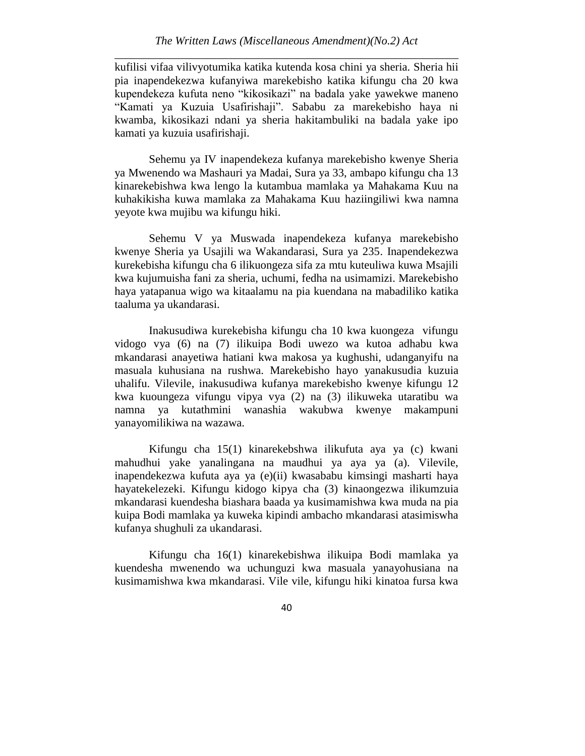kufilisi vifaa vilivyotumika katika kutenda kosa chini ya sheria. Sheria hii pia inapendekezwa kufanyiwa marekebisho katika kifungu cha 20 kwa kupendekeza kufuta neno "kikosikazi" na badala yake yawekwe maneno "Kamati ya Kuzuia Usafirishaji". Sababu za marekebisho haya ni kwamba, kikosikazi ndani ya sheria hakitambuliki na badala yake ipo kamati ya kuzuia usafirishaji.

Sehemu ya IV inapendekeza kufanya marekebisho kwenye Sheria ya Mwenendo wa Mashauri ya Madai, Sura ya 33, ambapo kifungu cha 13 kinarekebishwa kwa lengo la kutambua mamlaka ya Mahakama Kuu na kuhakikisha kuwa mamlaka za Mahakama Kuu haziingiliwi kwa namna yeyote kwa mujibu wa kifungu hiki.

Sehemu V ya Muswada inapendekeza kufanya marekebisho kwenye Sheria ya Usajili wa Wakandarasi, Sura ya 235. Inapendekezwa kurekebisha kifungu cha 6 ilikuongeza sifa za mtu kuteuliwa kuwa Msajili kwa kujumuisha fani za sheria, uchumi, fedha na usimamizi. Marekebisho haya yatapanua wigo wa kitaalamu na pia kuendana na mabadiliko katika taaluma ya ukandarasi.

Inakusudiwa kurekebisha kifungu cha 10 kwa kuongeza vifungu vidogo vya (6) na (7) ilikuipa Bodi uwezo wa kutoa adhabu kwa mkandarasi anayetiwa hatiani kwa makosa ya kughushi, udanganyifu na masuala kuhusiana na rushwa. Marekebisho hayo yanakusudia kuzuia uhalifu. Vilevile, inakusudiwa kufanya marekebisho kwenye kifungu 12 kwa kuoongeza vifungu vipya vya (2) na (3) ilikuweka utaratibu wa namna ya kutathmini wanashia wakubwa kwenye makampuni yanayomilikiwa na wazawa.

Kifungu cha 15(1) kinarekebshwa ilikufuta aya ya (c) kwani mahudhui yake yanalingana na maudhui ya aya ya (a). Vilevile, inapendekezwa kufuta aya ya (e)(ii) kwasababu kimsingi masharti haya hayatekelezeki. Kifungu kidogo kipya cha (3) kinaongezwa ilikumzuia mkandarasi kuendesha biashara baada ya kusimamishwa kwa muda na pia kuipa Bodi mamlaka ya kuweka kipindi ambacho mkandarasi atasimiswha kufanya shughuli za ukandarasi.

Kifungu cha 16(1) kinarekebishwa ilikuipa Bodi mamlaka ya kuendesha mwenendo wa uchunguzi kwa masuala yanayohusiana na kusimamishwa kwa mkandarasi. Vile vile, kifungu hiki kinatoa fursa kwa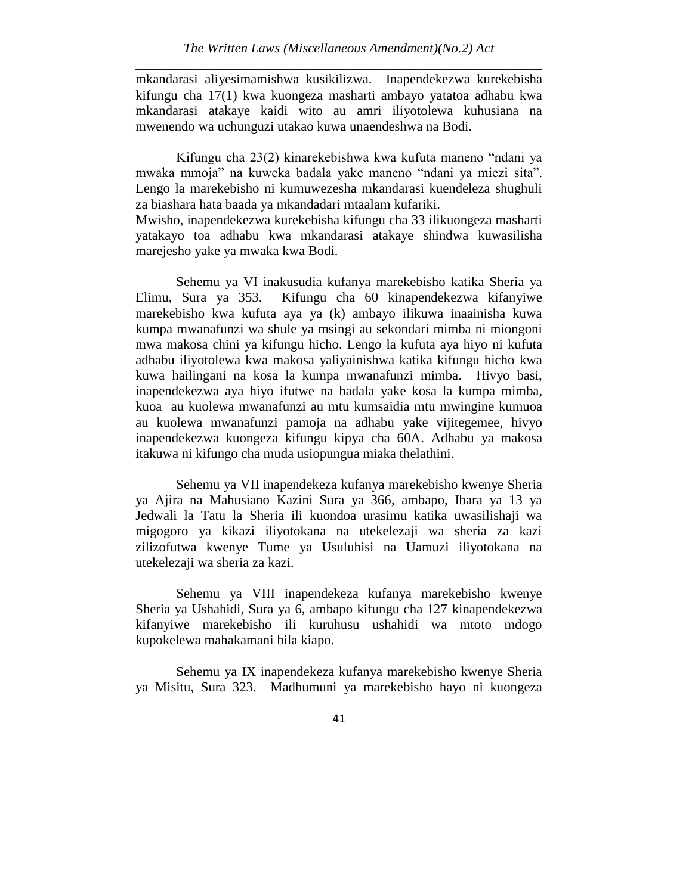mkandarasi aliyesimamishwa kusikilizwa. Inapendekezwa kurekebisha kifungu cha 17(1) kwa kuongeza masharti ambayo yatatoa adhabu kwa mkandarasi atakaye kaidi wito au amri iliyotolewa kuhusiana na mwenendo wa uchunguzi utakao kuwa unaendeshwa na Bodi.

Kifungu cha 23(2) kinarekebishwa kwa kufuta maneno "ndani ya mwaka mmoja" na kuweka badala yake maneno "ndani ya miezi sita". Lengo la marekebisho ni kumuwezesha mkandarasi kuendeleza shughuli za biashara hata baada ya mkandadari mtaalam kufariki.
Mwisho, inapendekezwa kurekebisha kifungu cha 33 ilikuongeza masharti yatakayo toa adhabu kwa mkandarasi atakaye shindwa kuwasilisha marejesho yake ya mwaka kwa Bodi.

Sehemu ya VI inakusudia kufanya marekebisho katika Sheria ya Elimu, Sura ya 353. Kifungu cha 60 kinapendekezwa kifanyiwe marekebisho kwa kufuta aya ya (k) ambayo ilikuwa inaainisha kuwa kumpa mwanafunzi wa shule ya msingi au sekondari mimba ni miongoni mwa makosa chini ya kifungu hicho. Lengo la kufuta aya hiyo ni kufuta adhabu iliyotolewa kwa makosa yaliyainishwa katika kifungu hicho kwa kuwa hailingani na kosa la kumpa mwanafunzi mimba. Hivyo basi, inapendekezwa aya hiyo ifutwe na badala yake kosa la kumpa mimba, kuoa au kuolewa mwanafunzi au mtu kumsaidia mtu mwingine kumuoa au kuolewa mwanafunzi pamoja na adhabu yake vijitegemee, hivyo inapendekezwa kuongeza kifungu kipya cha 60A. Adhabu ya makosa itakuwa ni kifungo cha muda usiopungua miaka thelathini.

Sehemu ya VII inapendekeza kufanya marekebisho kwenye Sheria ya Ajira na Mahusiano Kazini Sura ya 366, ambapo, Ibara ya 13 ya Jedwali la Tatu la Sheria ili kuondoa urasimu katika uwasilishaji wa migogoro ya kikazi iliyotokana na utekelezaji wa sheria za kazi zilizofutwa kwenye Tume ya Usuluhisi na Uamuzi iliyotokana na utekelezaji wa sheria za kazi.

Sehemu ya VIII inapendekeza kufanya marekebisho kwenye Sheria ya Ushahidi, Sura ya 6, ambapo kifungu cha 127 kinapendekezwa kifanyiwe marekebisho ili kuruhusu ushahidi wa mtoto mdogo kupokelewa mahakamani bila kiapo.

Sehemu ya IX inapendekeza kufanya marekebisho kwenye Sheria ya Misitu, Sura 323. Madhumuni ya marekebisho hayo ni kuongeza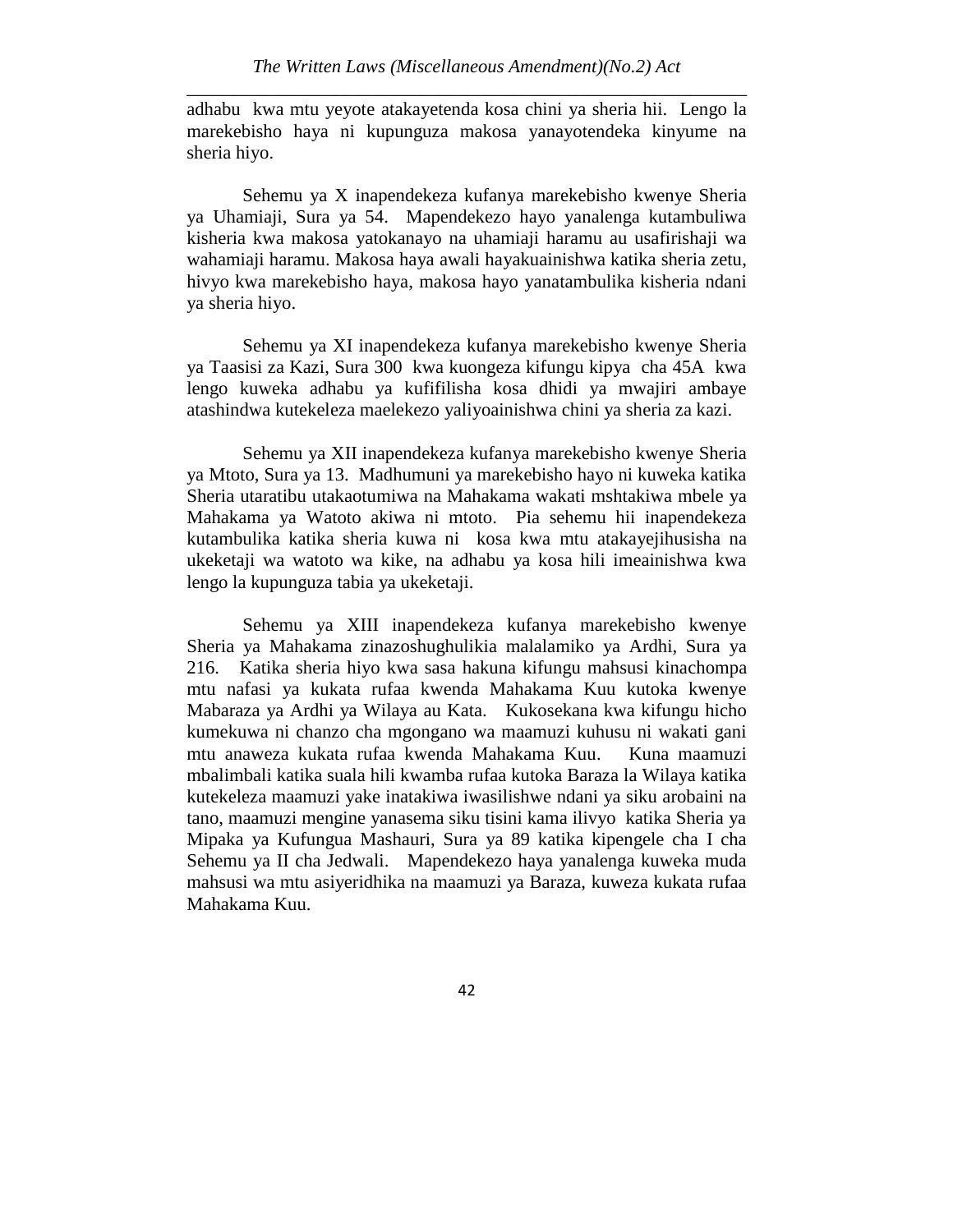adhabu kwa mtu yeyote atakayetenda kosa chini ya sheria hii. Lengo la marekebisho haya ni kupunguza makosa yanayotendeka kinyume na sheria hiyo.

Sehemu ya X inapendekeza kufanya marekebisho kwenye Sheria ya Uhamiaji, Sura ya 54. Mapendekezo hayo yanalenga kutambuliwa kisheria kwa makosa yatokanayo na uhamiaji haramu au usafirishaji wa wahamiaji haramu. Makosa haya awali hayakuainishwa katika sheria zetu, hivyo kwa marekebisho haya, makosa hayo yanatambulika kisheria ndani ya sheria hiyo.

Sehemu ya XI inapendekeza kufanya marekebisho kwenye Sheria ya Taasisi za Kazi, Sura 300 kwa kuongeza kifungu kipya cha 45A kwa lengo kuweka adhabu ya kufifilisha kosa dhidi ya mwajiri ambaye atashindwa kutekeleza maelekezo yaliyoainishwa chini ya sheria za kazi.

Sehemu ya XII inapendekeza kufanya marekebisho kwenye Sheria ya Mtoto, Sura ya 13. Madhumuni ya marekebisho hayo ni kuweka katika Sheria utaratibu utakaotumiwa na Mahakama wakati mshtakiwa mbele ya Mahakama ya Watoto akiwa ni mtoto. Pia sehemu hii inapendekeza kutambulika katika sheria kuwa ni kosa kwa mtu atakayejihusisha na ukeketaji wa watoto wa kike, na adhabu ya kosa hili imeainishwa kwa lengo la kupunguza tabia ya ukeketaji.

Sehemu ya XIII inapendekeza kufanya marekebisho kwenye Sheria ya Mahakama zinazoshughulikia malalamiko ya Ardhi, Sura ya 216. Katika sheria hiyo kwa sasa hakuna kifungu mahsusi kinachompa mtu nafasi ya kukata rufaa kwenda Mahakama Kuu kutoka kwenye Mabaraza ya Ardhi ya Wilaya au Kata. Kukosekana kwa kifungu hicho kumekuwa ni chanzo cha mgongano wa maamuzi kuhusu ni wakati gani mtu anaweza kukata rufaa kwenda Mahakama Kuu. Kuna maamuzi mbalimbali katika suala hili kwamba rufaa kutoka Baraza la Wilaya katika kutekeleza maamuzi yake inatakiwa iwasilishwe ndani ya siku arobaini na tano, maamuzi mengine yanasema siku tisini kama ilivyo katika Sheria ya Mipaka ya Kufungua Mashauri, Sura ya 89 katika kipengele cha I cha Sehemu ya II cha Jedwali. Mapendekezo haya yanalenga kuweka muda mahsusi wa mtu asiyeridhika na maamuzi ya Baraza, kuweza kukata rufaa Mahakama Kuu.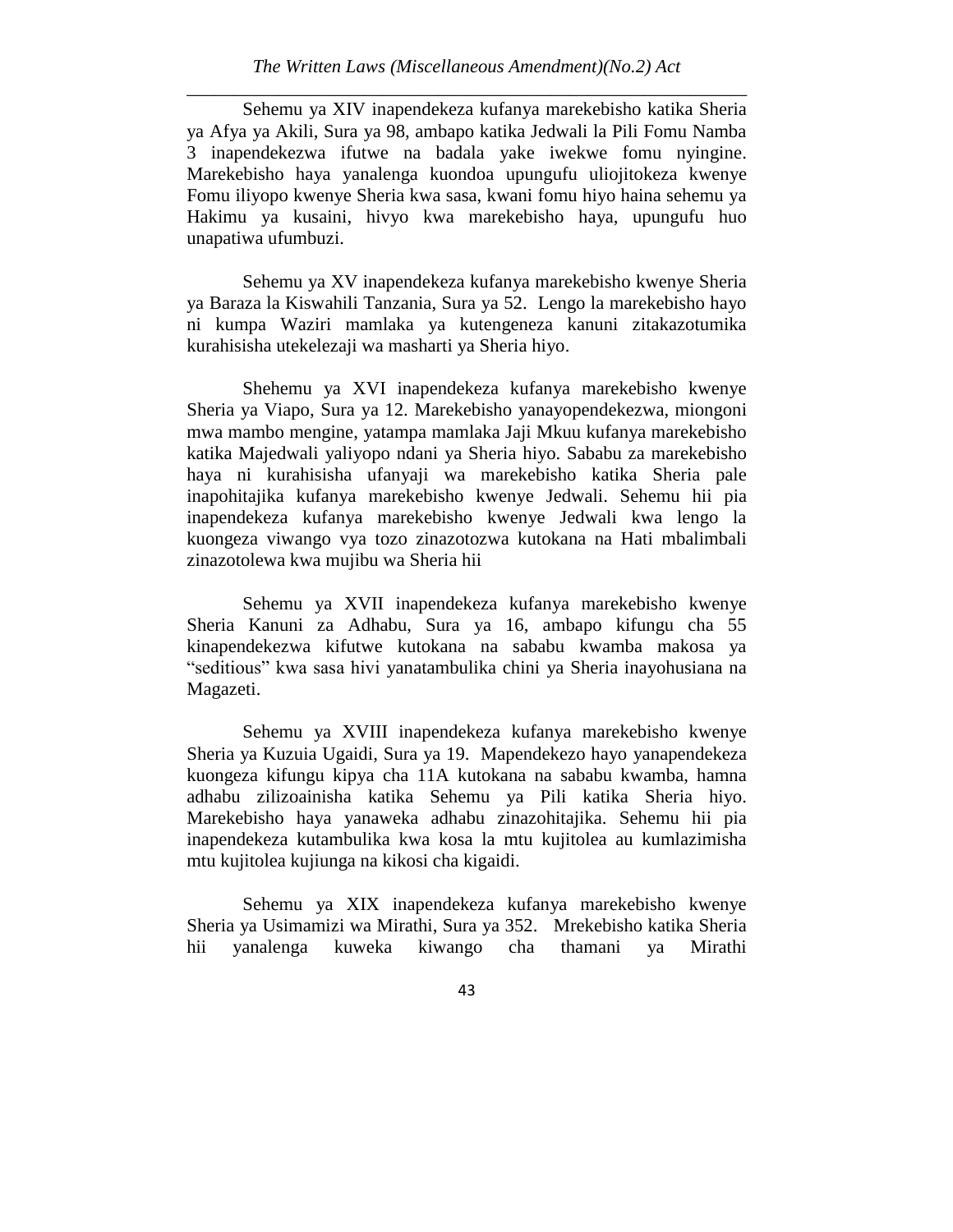Sehemu ya XIV inapendekeza kufanya marekebisho katika Sheria ya Afya ya Akili, Sura ya 98, ambapo katika Jedwali la Pili Fomu Namba 3 inapendekezwa ifutwe na badala yake iwekwe fomu nyingine. Marekebisho haya yanalenga kuondoa upungufu uliojitokeza kwenye Fomu iliyopo kwenye Sheria kwa sasa, kwani fomu hiyo haina sehemu ya Hakimu ya kusaini, hivyo kwa marekebisho haya, upungufu huo unapatiwa ufumbuzi.

Sehemu ya XV inapendekeza kufanya marekebisho kwenye Sheria ya Baraza la Kiswahili Tanzania, Sura ya 52. Lengo la marekebisho hayo ni kumpa Waziri mamlaka ya kutengeneza kanuni zitakazotumika kurahisisha utekelezaji wa masharti ya Sheria hiyo.

Shehemu ya XVI inapendekeza kufanya marekebisho kwenye Sheria ya Viapo, Sura ya 12. Marekebisho yanayopendekezwa, miongoni mwa mambo mengine, yatampa mamlaka Jaji Mkuu kufanya marekebisho katika Majedwali yaliyopo ndani ya Sheria hiyo. Sababu za marekebisho haya ni kurahisisha ufanyaji wa marekebisho katika Sheria pale inapohitajika kufanya marekebisho kwenye Jedwali. Sehemu hii pia inapendekeza kufanya marekebisho kwenye Jedwali kwa lengo la kuongeza viwango vya tozo zinazotozwa kutokana na Hati mbalimbali zinazotolewa kwa mujibu wa Sheria hii

Sehemu ya XVII inapendekeza kufanya marekebisho kwenye Sheria Kanuni za Adhabu, Sura ya 16, ambapo kifungu cha 55 kinapendekezwa kifutwe kutokana na sababu kwamba makosa ya "seditious" kwa sasa hivi yanatambulika chini ya Sheria inayohusiana na Magazeti.

Sehemu ya XVIII inapendekeza kufanya marekebisho kwenye Sheria ya Kuzuia Ugaidi, Sura ya 19. Mapendekezo hayo yanapendekeza kuongeza kifungu kipya cha 11A kutokana na sababu kwamba, hamna adhabu zilizoainisha katika Sehemu ya Pili katika Sheria hiyo. Marekebisho haya yanaweka adhabu zinazohitajika. Sehemu hii pia inapendekeza kutambulika kwa kosa la mtu kujitolea au kumlazimisha mtu kujitolea kujiunga na kikosi cha kigaidi.

Sehemu ya XIX inapendekeza kufanya marekebisho kwenye Sheria ya Usimamizi wa Mirathi, Sura ya 352. Mrekebisho katika Sheria hii yanalenga kuweka kiwango cha thamani ya Mirathi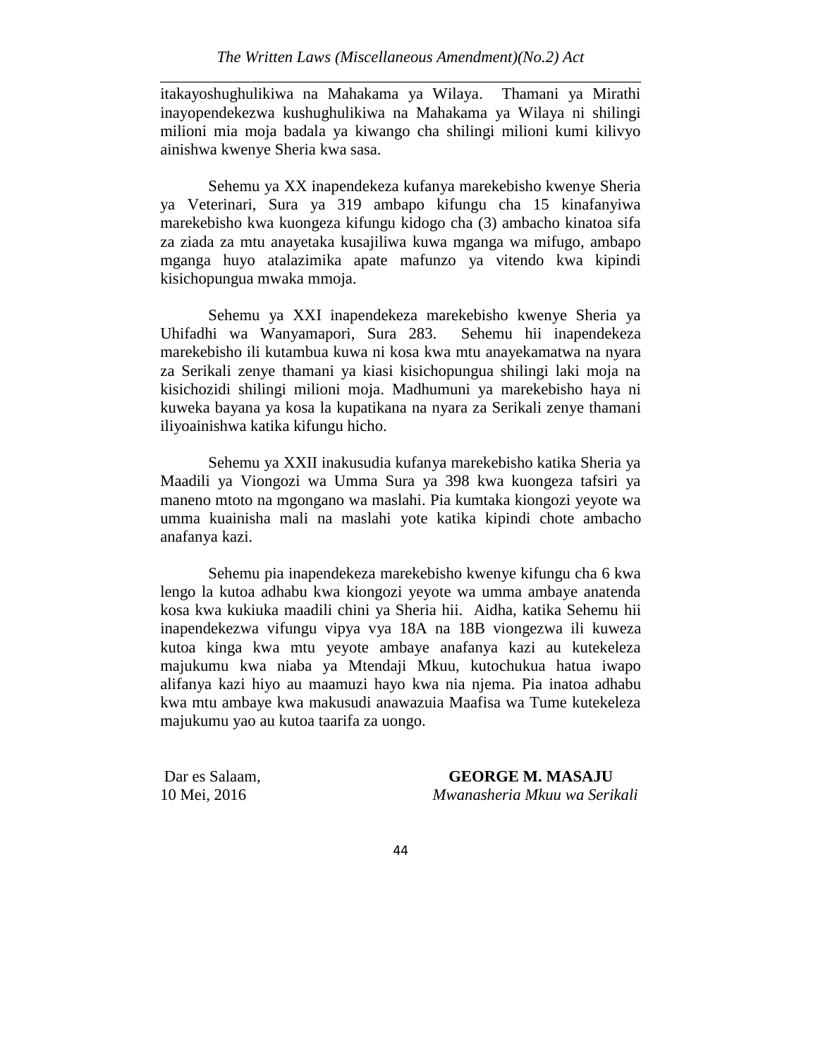itakayoshughulikiwa na Mahakama ya Wilaya. Thamani ya Mirathi inayopendekezwa kushughulikiwa na Mahakama ya Wilaya ni shilingi milioni mia moja badala ya kiwango cha shilingi milioni kumi kilivyo ainishwa kwenye Sheria kwa sasa.

Sehemu ya XX inapendekeza kufanya marekebisho kwenye Sheria ya Veterinari, Sura ya 319 ambapo kifungu cha 15 kinafanyiwa marekebisho kwa kuongeza kifungu kidogo cha (3) ambacho kinatoa sifa za ziada za mtu anayetaka kusajiliwa kuwa mganga wa mifugo, ambapo mganga huyo atalazimika apate mafunzo ya vitendo kwa kipindi kisichopungua mwaka mmoja.

Sehemu ya XXI inapendekeza marekebisho kwenye Sheria ya Uhifadhi wa Wanyamapori, Sura 283. Sehemu hii inapendekeza marekebisho ili kutambua kuwa ni kosa kwa mtu anayekamatwa na nyara za Serikali zenye thamani ya kiasi kisichopungua shilingi laki moja na kisichozidi shilingi milioni moja. Madhumuni ya marekebisho haya ni kuweka bayana ya kosa la kupatikana na nyara za Serikali zenye thamani iliyoainishwa katika kifungu hicho.

Sehemu ya XXII inakusudia kufanya marekebisho katika Sheria ya Maadili ya Viongozi wa Umma Sura ya 398 kwa kuongeza tafsiri ya maneno mtoto na mgongano wa maslahi. Pia kumtaka kiongozi yeyote wa umma kuainisha mali na maslahi yote katika kipindi chote ambacho anafanya kazi.

Sehemu pia inapendekeza marekebisho kwenye kifungu cha 6 kwa lengo la kutoa adhabu kwa kiongozi yeyote wa umma ambaye anatenda kosa kwa kukiuka maadili chini ya Sheria hii. Aidha, katika Sehemu hii inapendekezwa vifungu vipya vya 18A na 18B viongezwa ili kuweza kutoa kinga kwa mtu yeyote ambaye anafanya kazi au kutekeleza majukumu kwa niaba ya Mtendaji Mkuu, kutochukua hatua iwapo alifanya kazi hiyo au maamuzi hayo kwa nia njema. Pia inatoa adhabu kwa mtu ambaye kwa makusudi anawazuia Maafisa wa Tume kutekeleza majukumu yao au kutoa taarifa za uongo.

Dar es Salaam,
10 Mei, 2016

**GEORGE M. MASAJU**
*Mwanasheria Mkuu wa Serikali*